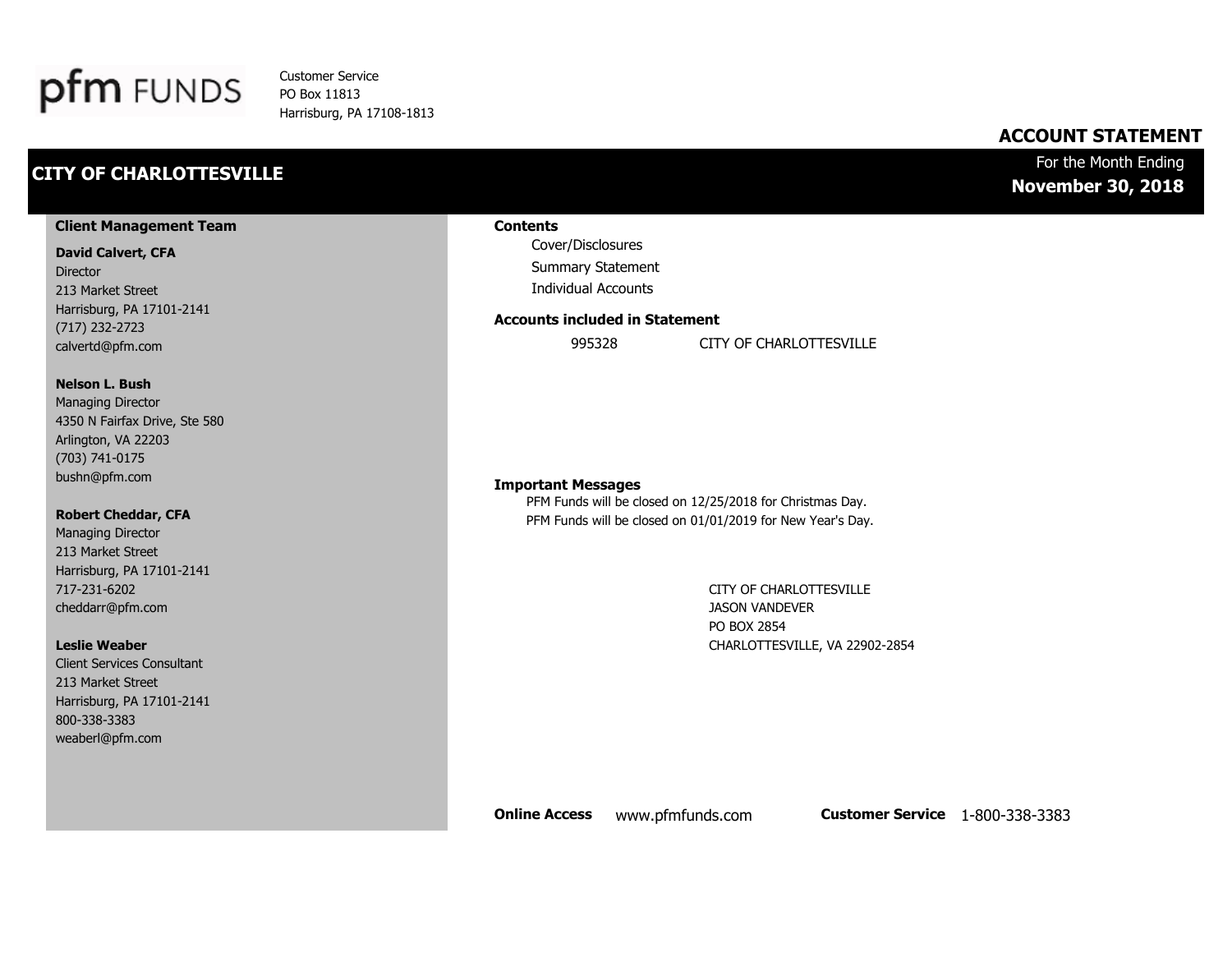pfm FUNDS

Customer Service
PO Box 11813
Harrisburg, PA 17108-1813

# ACCOUNT STATEMENT

## CITY OF CHARLOTTESVILLE

For the Month Ending
**November 30, 2018**

### Client Management Team

**David Calvert, CFA**
Director
213 Market Street
Harrisburg, PA 17101-2141
(717) 232-2723
calvertd@pfm.com

**Nelson L. Bush**
Managing Director
4350 N Fairfax Drive, Ste 580
Arlington, VA 22203
(703) 741-0175
bushn@pfm.com

**Robert Cheddar, CFA**
Managing Director
213 Market Street
Harrisburg, PA 17101-2141
717-231-6202
cheddarr@pfm.com

**Leslie Weaber**
Client Services Consultant
213 Market Street
Harrisburg, PA 17101-2141
800-338-3383
weaberl@pfm.com

### Contents

- Cover/Disclosures
- Summary Statement
- Individual Accounts

### Accounts included in Statement

| | |
|---|---|
| 995328 | CITY OF CHARLOTTESVILLE |

### Important Messages

PFM Funds will be closed on 12/25/2018 for Christmas Day.
PFM Funds will be closed on 01/01/2019 for New Year's Day.

CITY OF CHARLOTTESVILLE
JASON VANDEVER
PO BOX 2854
CHARLOTTESVILLE, VA 22902-2854

**Online Access** www.pfmfunds.com **Customer Service** 1-800-338-3383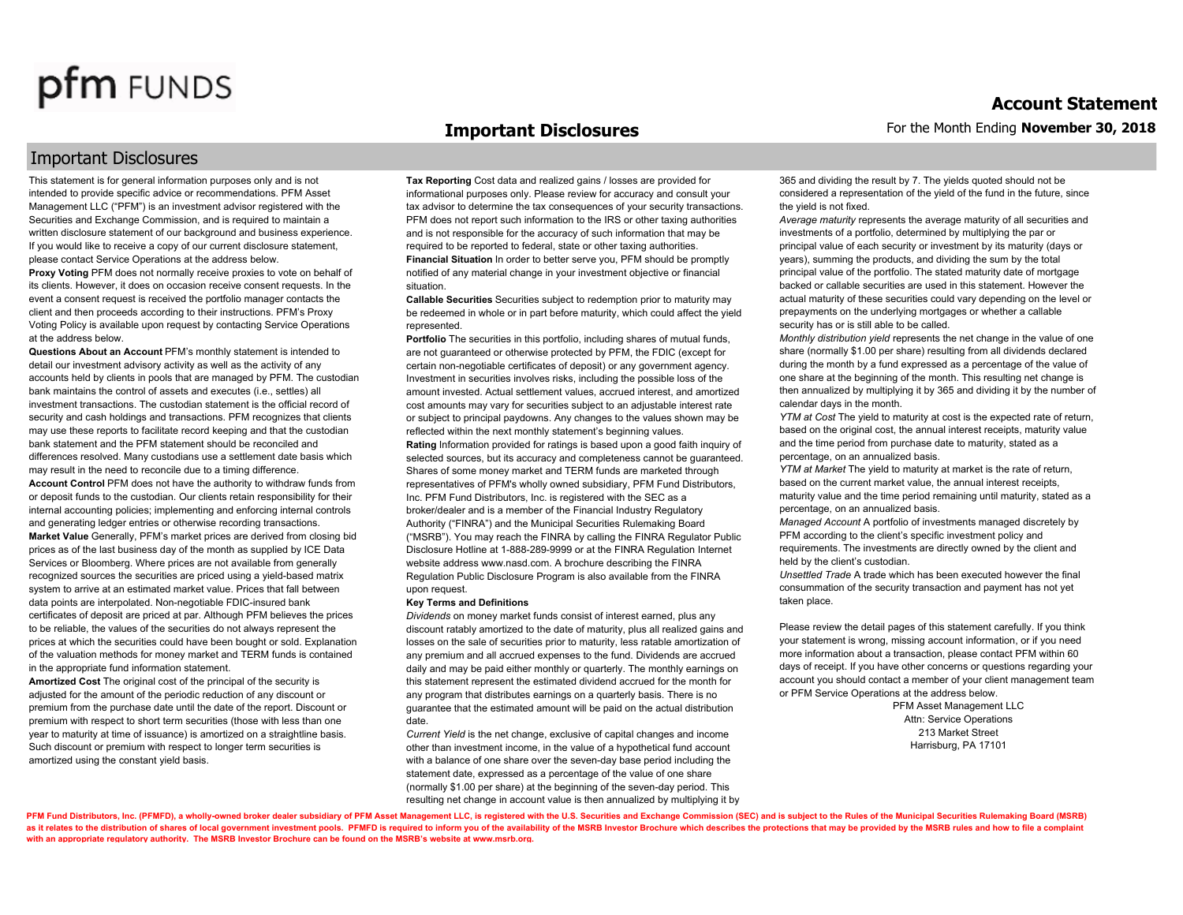# Important Disclosures

## Important Disclosures

This statement is for general information purposes only and is not intended to provide specific advice or recommendations. PFM Asset Management LLC ("PFM") is an investment advisor registered with the Securities and Exchange Commission, and is required to maintain a written disclosure statement of our background and business experience. If you would like to receive a copy of our current disclosure statement, please contact Service Operations at the address below.

**Proxy Voting** PFM does not normally receive proxies to vote on behalf of its clients. However, it does on occasion receive consent requests. In the event a consent request is received the portfolio manager contacts the client and then proceeds according to their instructions. PFM's Proxy Voting Policy is available upon request by contacting Service Operations at the address below.

**Questions About an Account** PFM's monthly statement is intended to detail our investment advisory activity as well as the activity of any accounts held by clients in pools that are managed by PFM. The custodian bank maintains the control of assets and executes (i.e., settles) all investment transactions. The custodian statement is the official record of security and cash holdings and transactions. PFM recognizes that clients may use these reports to facilitate record keeping and that the custodian bank statement and the PFM statement should be reconciled and differences resolved. Many custodians use a settlement date basis which may result in the need to reconcile due to a timing difference.

**Account Control** PFM does not have the authority to withdraw funds from or deposit funds to the custodian. Our clients retain responsibility for their internal accounting policies; implementing and enforcing internal controls and generating ledger entries or otherwise recording transactions.

**Market Value** Generally, PFM's market prices are derived from closing bid prices as of the last business day of the month as supplied by ICE Data Services or Bloomberg. Where prices are not available from generally recognized sources the securities are priced using a yield-based matrix system to arrive at an estimated market value. Prices that fall between data points are interpolated. Non-negotiable FDIC-insured bank certificates of deposit are priced at par. Although PFM believes the prices to be reliable, the values of the securities do not always represent the prices at which the securities could have been bought or sold. Explanation of the valuation methods for money market and TERM funds is contained in the appropriate fund information statement.

**Amortized Cost** The original cost of the principal of the security is adjusted for the amount of the periodic reduction of any discount or premium from the purchase date until the date of the report. Discount or premium with respect to short term securities (those with less than one year to maturity at time of issuance) is amortized on a straightline basis. Such discount or premium with respect to longer term securities is amortized using the constant yield basis.

**Tax Reporting** Cost data and realized gains / losses are provided for informational purposes only. Please review for accuracy and consult your tax advisor to determine the tax consequences of your security transactions. PFM does not report such information to the IRS or other taxing authorities and is not responsible for the accuracy of such information that may be required to be reported to federal, state or other taxing authorities.

**Financial Situation** In order to better serve you, PFM should be promptly notified of any material change in your investment objective or financial situation.

**Callable Securities** Securities subject to redemption prior to maturity may be redeemed in whole or in part before maturity, which could affect the yield represented.

**Portfolio** The securities in this portfolio, including shares of mutual funds, are not guaranteed or otherwise protected by PFM, the FDIC (except for certain non-negotiable certificates of deposit) or any government agency. Investment in securities involves risks, including the possible loss of the amount invested. Actual settlement values, accrued interest, and amortized cost amounts may vary for securities subject to an adjustable interest rate or subject to principal paydowns. Any changes to the values shown may be reflected within the next monthly statement's beginning values.

**Rating** Information provided for ratings is based upon a good faith inquiry of selected sources, but its accuracy and completeness cannot be guaranteed. Shares of some money market and TERM funds are marketed through representatives of PFM's wholly owned subsidiary, PFM Fund Distributors, Inc. PFM Fund Distributors, Inc. is registered with the SEC as a broker/dealer and is a member of the Financial Industry Regulatory Authority ("FINRA") and the Municipal Securities Rulemaking Board ("MSRB"). You may reach the FINRA by calling the FINRA Regulator Public Disclosure Hotline at 1-888-289-9999 or at the FINRA Regulation Internet website address www.nasd.com. A brochure describing the FINRA Regulation Public Disclosure Program is also available from the FINRA upon request.

**Key Terms and Definitions**

*Dividends* on money market funds consist of interest earned, plus any discount ratably amortized to the date of maturity, plus all realized gains and losses on the sale of securities prior to maturity, less ratable amortization of any premium and all accrued expenses to the fund. Dividends are accrued daily and may be paid either monthly or quarterly. The monthly earnings on this statement represent the estimated dividend accrued for the month for any program that distributes earnings on a quarterly basis. There is no guarantee that the estimated amount will be paid on the actual distribution date.

*Current Yield* is the net change, exclusive of capital changes and income other than investment income, in the value of a hypothetical fund account with a balance of one share over the seven-day base period including the statement date, expressed as a percentage of the value of one share (normally $1.00 per share) at the beginning of the seven-day period. This resulting net change in account value is then annualized by multiplying it by 365 and dividing the result by 7. The yields quoted should not be considered a representation of the yield of the fund in the future, since the yield is not fixed.

*Average maturity* represents the average maturity of all securities and investments of a portfolio, determined by multiplying the par or principal value of each security or investment by its maturity (days or years), summing the products, and dividing the sum by the total principal value of the portfolio. The stated maturity date of mortgage backed or callable securities are used in this statement. However the actual maturity of these securities could vary depending on the level or prepayments on the underlying mortgages or whether a callable security has or is still able to be called.

*Monthly distribution yield* represents the net change in the value of one share (normally $1.00 per share) resulting from all dividends declared during the month by a fund expressed as a percentage of the value of one share at the beginning of the month. This resulting net change is then annualized by multiplying it by 365 and dividing it by the number of calendar days in the month.

*YTM at Cost* The yield to maturity at cost is the expected rate of return, based on the original cost, the annual interest receipts, maturity value and the time period from purchase date to maturity, stated as a percentage, on an annualized basis.

*YTM at Market* The yield to maturity at market is the rate of return, based on the current market value, the annual interest receipts, maturity value and the time period remaining until maturity, stated as a percentage, on an annualized basis.

*Managed Account* A portfolio of investments managed discretely by PFM according to the client's specific investment policy and requirements. The investments are directly owned by the client and held by the client's custodian.

*Unsettled Trade* A trade which has been executed however the final consummation of the security transaction and payment has not yet taken place.

Please review the detail pages of this statement carefully. If you think your statement is wrong, missing account information, or if you need more information about a transaction, please contact PFM within 60 days of receipt. If you have other concerns or questions regarding your account you should contact a member of your client management team or PFM Service Operations at the address below.

PFM Asset Management LLC
Attn: Service Operations
213 Market Street
Harrisburg, PA 17101

**PFM Fund Distributors, Inc. (PFMFD), a wholly-owned broker dealer subsidiary of PFM Asset Management LLC, is registered with the U.S. Securities and Exchange Commission (SEC) and is subject to the Rules of the Municipal Securities Rulemaking Board (MSRB) as it relates to the distribution of shares of local government investment pools. PFMFD is required to inform you of the availability of the MSRB Investor Brochure which describes the protections that may be provided by the MSRB rules and how to file a complaint with an appropriate regulatory authority. The MSRB Investor Brochure can be found on the MSRB's website at www.msrb.org.**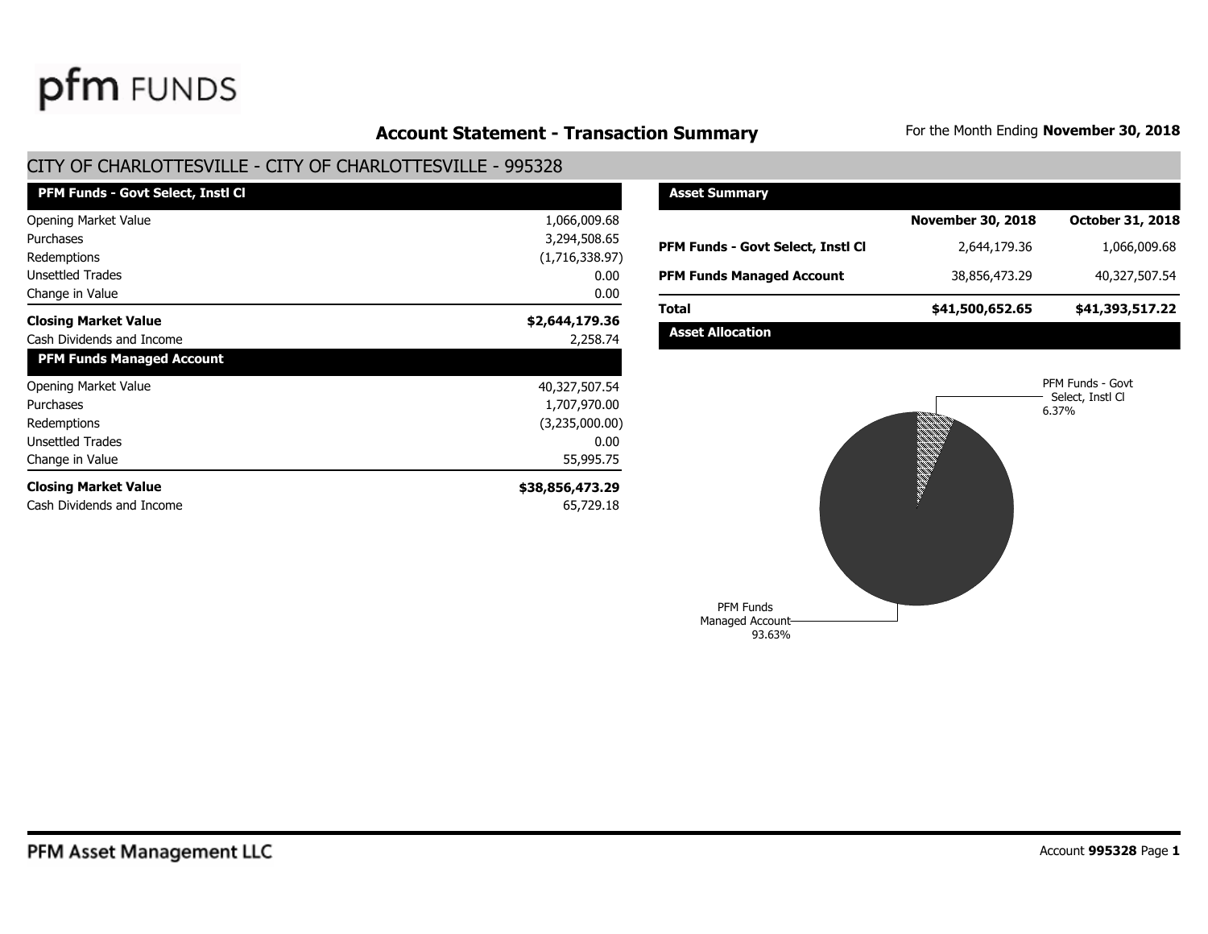pfm FUNDS

# Account Statement - Transaction Summary

For the Month Ending **November 30, 2018**

## CITY OF CHARLOTTESVILLE - CITY OF CHARLOTTESVILLE - 995328

| PFM Funds - Govt Select, Instl Cl | |
|---|---|
| Opening Market Value | 1,066,009.68 |
| Purchases | 3,294,508.65 |
| Redemptions | (1,716,338.97) |
| Unsettled Trades | 0.00 |
| Change in Value | 0.00 |
| **Closing Market Value** | **$2,644,179.36** |
| Cash Dividends and Income | 2,258.74 |

| PFM Funds Managed Account | |
|---|---|
| Opening Market Value | 40,327,507.54 |
| Purchases | 1,707,970.00 |
| Redemptions | (3,235,000.00) |
| Unsettled Trades | 0.00 |
| Change in Value | 55,995.75 |
| **Closing Market Value** | **$38,856,473.29** |
| Cash Dividends and Income | 65,729.18 |

### Asset Summary

| | November 30, 2018 | October 31, 2018 |
|---|---|---|
| **PFM Funds - Govt Select, Instl Cl** | 2,644,179.36 | 1,066,009.68 |
| **PFM Funds Managed Account** | 38,856,473.29 | 40,327,507.54 |
| **Total** | **$41,500,652.65** | **$41,393,517.22** |

### Asset Allocation

PFM Funds - Govt Select, Instl Cl 6.37%

PFM Funds Managed Account 93.63%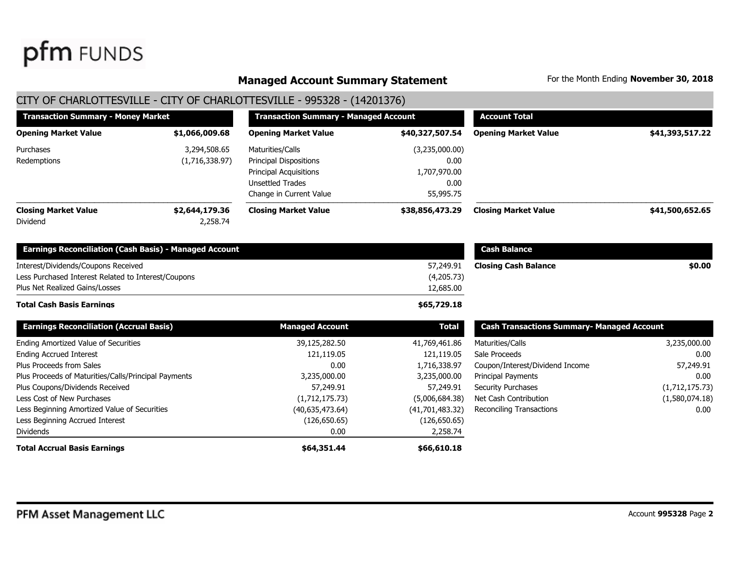**pfm FUNDS**

## Managed Account Summary Statement

For the Month Ending **November 30, 2018**

### CITY OF CHARLOTTESVILLE - CITY OF CHARLOTTESVILLE - 995328 - (14201376)

| Transaction Summary - Money Market | |
|---|---|
| **Opening Market Value** | **$1,066,009.68** |
| Purchases | 3,294,508.65 |
| Redemptions | (1,716,338.97) |
| **Closing Market Value** | **$2,644,179.36** |
| Dividend | 2,258.74 |

| Transaction Summary - Managed Account | |
|---|---|
| **Opening Market Value** | **$40,327,507.54** |
| Maturities/Calls | (3,235,000.00) |
| Principal Dispositions | 0.00 |
| Principal Acquisitions | 1,707,970.00 |
| Unsettled Trades | 0.00 |
| Change in Current Value | 55,995.75 |
| **Closing Market Value** | **$38,856,473.29** |

| Account Total | |
|---|---|
| **Opening Market Value** | **$41,393,517.22** |
| **Closing Market Value** | **$41,500,652.65** |

| Earnings Reconciliation (Cash Basis) - Managed Account | |
|---|---|
| Interest/Dividends/Coupons Received | 57,249.91 |
| Less Purchased Interest Related to Interest/Coupons | (4,205.73) |
| Plus Net Realized Gains/Losses | 12,685.00 |
| **Total Cash Basis Earnings** | **$65,729.18** |

| Cash Balance | |
|---|---|
| **Closing Cash Balance** | **$0.00** |

| Earnings Reconciliation (Accrual Basis) | Managed Account | Total |
|---|---|---|
| Ending Amortized Value of Securities | 39,125,282.50 | 41,769,461.86 |
| Ending Accrued Interest | 121,119.05 | 121,119.05 |
| Plus Proceeds from Sales | 0.00 | 1,716,338.97 |
| Plus Proceeds of Maturities/Calls/Principal Payments | 3,235,000.00 | 3,235,000.00 |
| Plus Coupons/Dividends Received | 57,249.91 | 57,249.91 |
| Less Cost of New Purchases | (1,712,175.73) | (5,006,684.38) |
| Less Beginning Amortized Value of Securities | (40,635,473.64) | (41,701,483.32) |
| Less Beginning Accrued Interest | (126,650.65) | (126,650.65) |
| Dividends | 0.00 | 2,258.74 |
| **Total Accrual Basis Earnings** | **$64,351.44** | **$66,610.18** |

| Cash Transactions Summary- Managed Account | |
|---|---|
| Maturities/Calls | 3,235,000.00 |
| Sale Proceeds | 0.00 |
| Coupon/Interest/Dividend Income | 57,249.91 |
| Principal Payments | 0.00 |
| Security Purchases | (1,712,175.73) |
| Net Cash Contribution | (1,580,074.18) |
| Reconciling Transactions | 0.00 |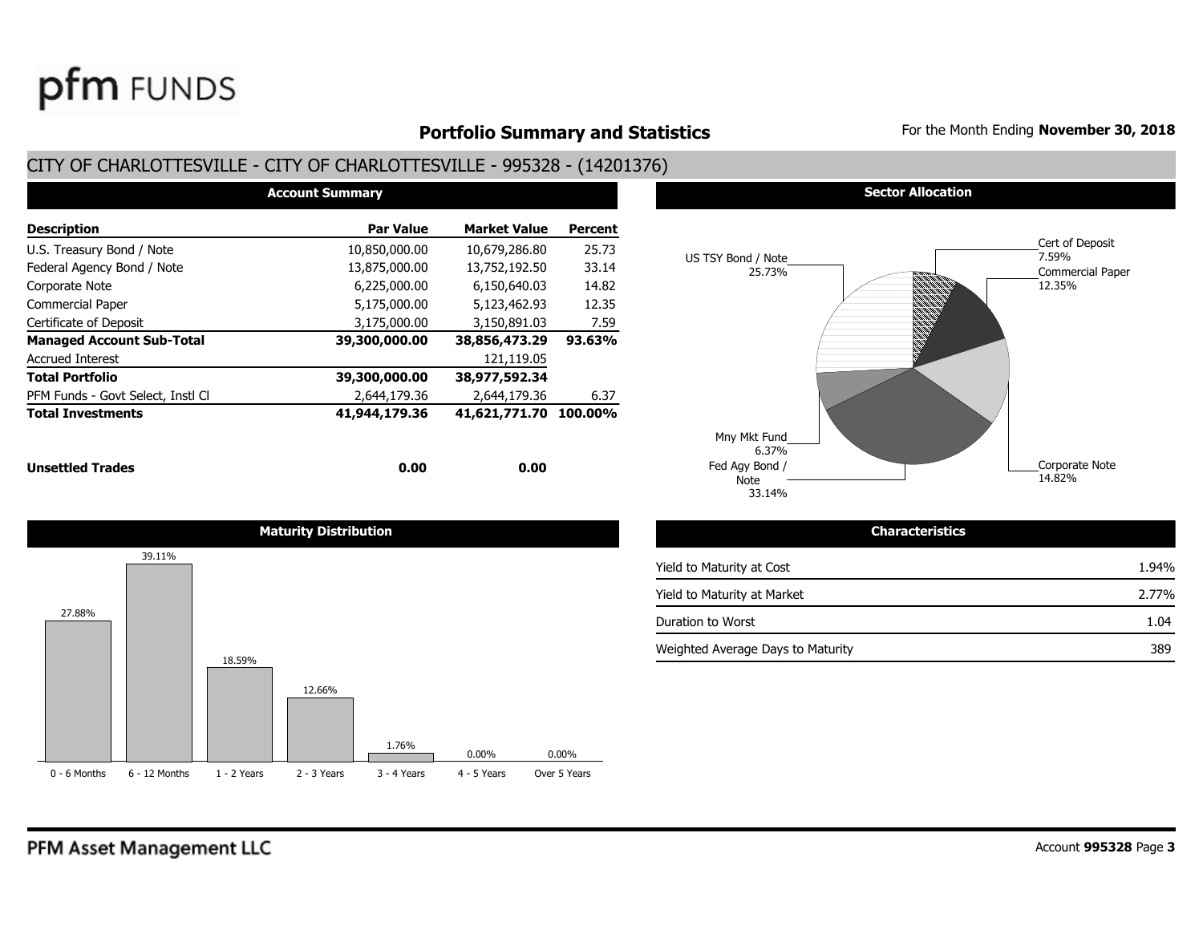# Portfolio Summary and Statistics

For the Month Ending **November 30, 2018**

## CITY OF CHARLOTTESVILLE - CITY OF CHARLOTTESVILLE - 995328 - (14201376)

### Account Summary

| Description | Par Value | Market Value | Percent |
|---|---|---|---|
| U.S. Treasury Bond / Note | 10,850,000.00 | 10,679,286.80 | 25.73 |
| Federal Agency Bond / Note | 13,875,000.00 | 13,752,192.50 | 33.14 |
| Corporate Note | 6,225,000.00 | 6,150,640.03 | 14.82 |
| Commercial Paper | 5,175,000.00 | 5,123,462.93 | 12.35 |
| Certificate of Deposit | 3,175,000.00 | 3,150,891.03 | 7.59 |
| **Managed Account Sub-Total** | **39,300,000.00** | **38,856,473.29** | **93.63%** |
| Accrued Interest | | 121,119.05 | |
| **Total Portfolio** | **39,300,000.00** | **38,977,592.34** | |
| PFM Funds - Govt Select, Instl Cl | 2,644,179.36 | 2,644,179.36 | 6.37 |
| **Total Investments** | **41,944,179.36** | **41,621,771.70** | **100.00%** |
| **Unsettled Trades** | **0.00** | **0.00** | |

### Sector Allocation

| Sector | Percent |
|---|---|
| US TSY Bond / Note | 25.73% |
| Cert of Deposit | 7.59% |
| Commercial Paper | 12.35% |
| Corporate Note | 14.82% |
| Fed Agy Bond / Note | 33.14% |
| Mny Mkt Fund | 6.37% |

### Maturity Distribution

| 0 - 6 Months | 6 - 12 Months | 1 - 2 Years | 2 - 3 Years | 3 - 4 Years | 4 - 5 Years | Over 5 Years |
|---|---|---|---|---|---|---|
| 27.88% | 39.11% | 18.59% | 12.66% | 1.76% | 0.00% | 0.00% |

### Characteristics

| Characteristic | Value |
|---|---|
| Yield to Maturity at Cost | 1.94% |
| Yield to Maturity at Market | 2.77% |
| Duration to Worst | 1.04 |
| Weighted Average Days to Maturity | 389 |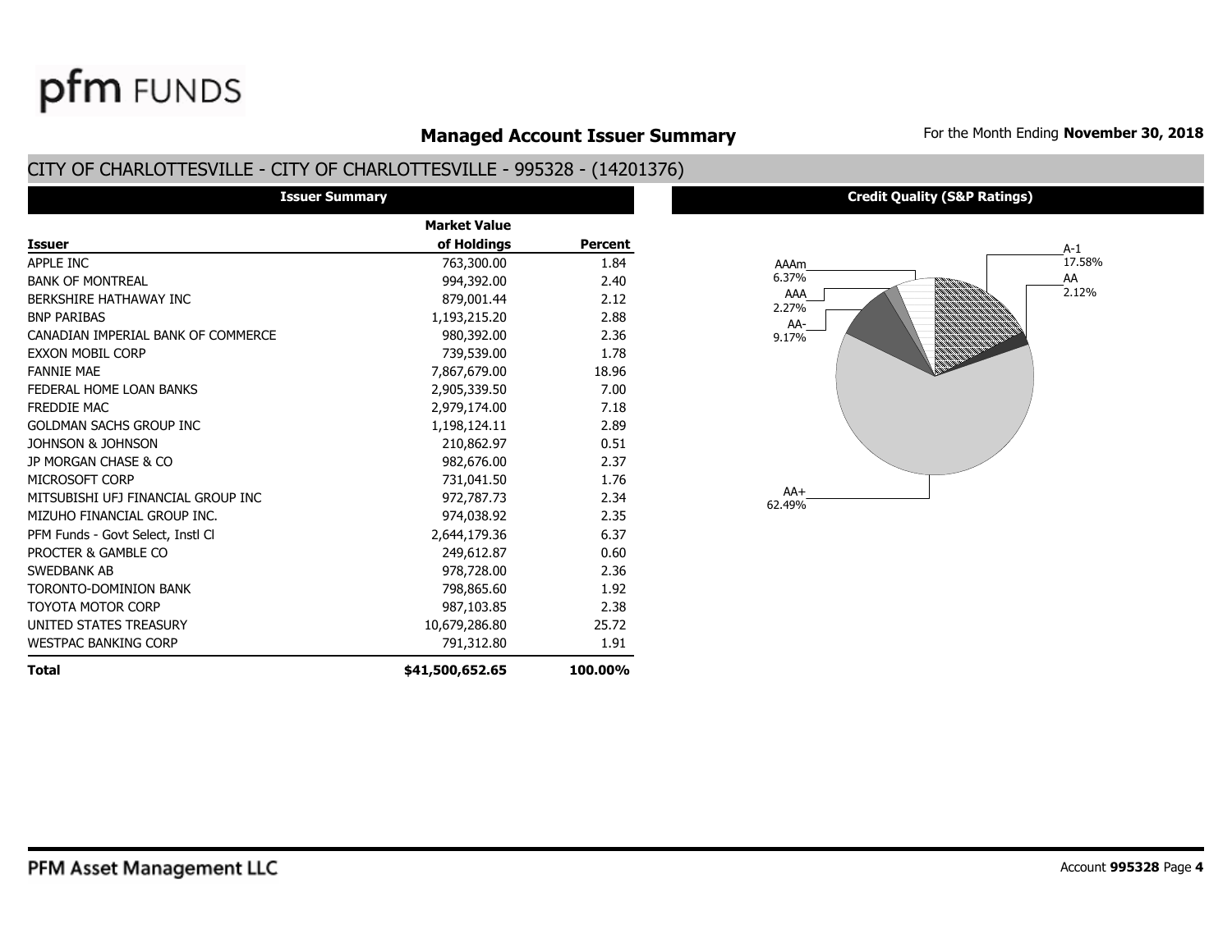## Managed Account Issuer Summary

For the Month Ending **November 30, 2018**

### CITY OF CHARLOTTESVILLE - CITY OF CHARLOTTESVILLE - 995328 - (14201376)

**Issuer Summary**

| Issuer | Market Value of Holdings | Percent |
|---|---|---|
| APPLE INC | 763,300.00 | 1.84 |
| BANK OF MONTREAL | 994,392.00 | 2.40 |
| BERKSHIRE HATHAWAY INC | 879,001.44 | 2.12 |
| BNP PARIBAS | 1,193,215.20 | 2.88 |
| CANADIAN IMPERIAL BANK OF COMMERCE | 980,392.00 | 2.36 |
| EXXON MOBIL CORP | 739,539.00 | 1.78 |
| FANNIE MAE | 7,867,679.00 | 18.96 |
| FEDERAL HOME LOAN BANKS | 2,905,339.50 | 7.00 |
| FREDDIE MAC | 2,979,174.00 | 7.18 |
| GOLDMAN SACHS GROUP INC | 1,198,124.11 | 2.89 |
| JOHNSON & JOHNSON | 210,862.97 | 0.51 |
| JP MORGAN CHASE & CO | 982,676.00 | 2.37 |
| MICROSOFT CORP | 731,041.50 | 1.76 |
| MITSUBISHI UFJ FINANCIAL GROUP INC | 972,787.73 | 2.34 |
| MIZUHO FINANCIAL GROUP INC. | 974,038.92 | 2.35 |
| PFM Funds - Govt Select, Instl Cl | 2,644,179.36 | 6.37 |
| PROCTER & GAMBLE CO | 249,612.87 | 0.60 |
| SWEDBANK AB | 978,728.00 | 2.36 |
| TORONTO-DOMINION BANK | 798,865.60 | 1.92 |
| TOYOTA MOTOR CORP | 987,103.85 | 2.38 |
| UNITED STATES TREASURY | 10,679,286.80 | 25.72 |
| WESTPAC BANKING CORP | 791,312.80 | 1.91 |
| **Total** | **$41,500,652.65** | **100.00%** |

**Credit Quality (S&P Ratings)**

| Rating | Percent |
|---|---|
| A-1 | 17.58% |
| AA | 2.12% |
| AAAm | 6.37% |
| AAA | 2.27% |
| AA- | 9.17% |
| AA+ | 62.49% |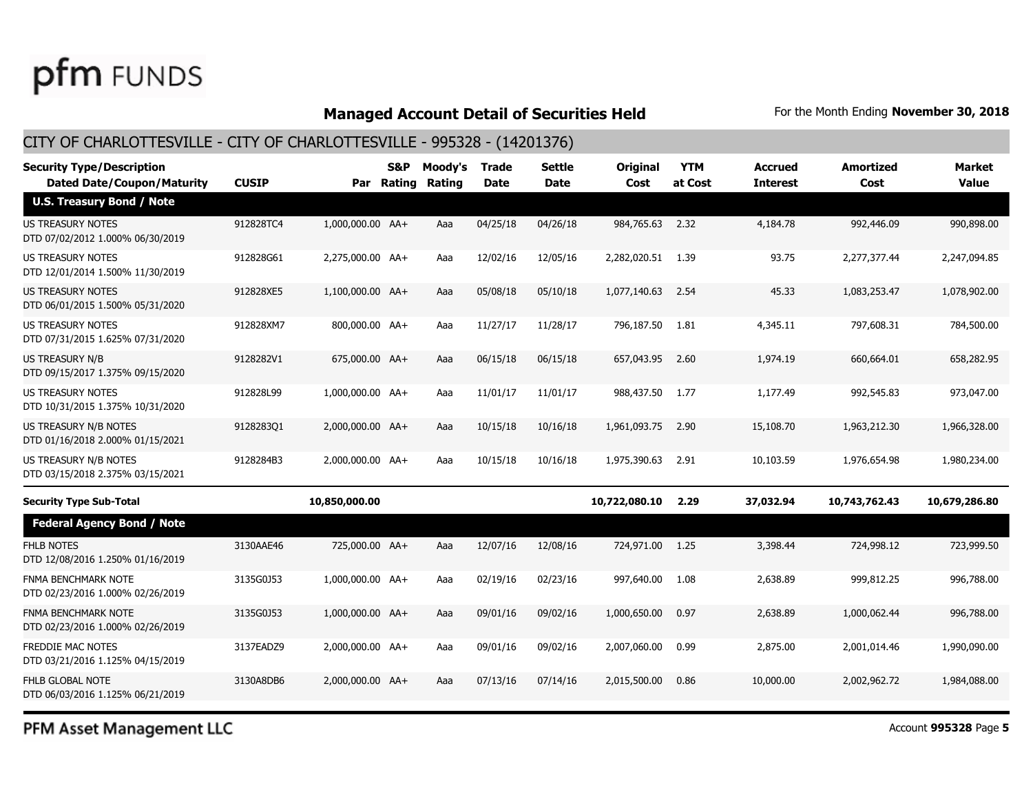# Managed Account Detail of Securities Held

For the Month Ending **November 30, 2018**

## CITY OF CHARLOTTESVILLE - CITY OF CHARLOTTESVILLE - 995328 - (14201376)

| Security Type/Description Dated Date/Coupon/Maturity | CUSIP | Par | S&P Rating | Moody's Rating | Trade Date | Settle Date | Original Cost | YTM at Cost | Accrued Interest | Amortized Cost | Market Value |
|---|---|---|---|---|---|---|---|---|---|---|---|
| **U.S. Treasury Bond / Note** | | | | | | | | | | | |
| US TREASURY NOTES DTD 07/02/2012 1.000% 06/30/2019 | 912828TC4 | 1,000,000.00 | AA+ | Aaa | 04/25/18 | 04/26/18 | 984,765.63 | 2.32 | 4,184.78 | 992,446.09 | 990,898.00 |
| US TREASURY NOTES DTD 12/01/2014 1.500% 11/30/2019 | 912828G61 | 2,275,000.00 | AA+ | Aaa | 12/02/16 | 12/05/16 | 2,282,020.51 | 1.39 | 93.75 | 2,277,377.44 | 2,247,094.85 |
| US TREASURY NOTES DTD 06/01/2015 1.500% 05/31/2020 | 912828XE5 | 1,100,000.00 | AA+ | Aaa | 05/08/18 | 05/10/18 | 1,077,140.63 | 2.54 | 45.33 | 1,083,253.47 | 1,078,902.00 |
| US TREASURY NOTES DTD 07/31/2015 1.625% 07/31/2020 | 912828XM7 | 800,000.00 | AA+ | Aaa | 11/27/17 | 11/28/17 | 796,187.50 | 1.81 | 4,345.11 | 797,608.31 | 784,500.00 |
| US TREASURY N/B DTD 09/15/2017 1.375% 09/15/2020 | 9128282V1 | 675,000.00 | AA+ | Aaa | 06/15/18 | 06/15/18 | 657,043.95 | 2.60 | 1,974.19 | 660,664.01 | 658,282.95 |
| US TREASURY NOTES DTD 10/31/2015 1.375% 10/31/2020 | 912828L99 | 1,000,000.00 | AA+ | Aaa | 11/01/17 | 11/01/17 | 988,437.50 | 1.77 | 1,177.49 | 992,545.83 | 973,047.00 |
| US TREASURY N/B NOTES DTD 01/16/2018 2.000% 01/15/2021 | 9128283Q1 | 2,000,000.00 | AA+ | Aaa | 10/15/18 | 10/16/18 | 1,961,093.75 | 2.90 | 15,108.70 | 1,963,212.30 | 1,966,328.00 |
| US TREASURY N/B NOTES DTD 03/15/2018 2.375% 03/15/2021 | 9128284B3 | 2,000,000.00 | AA+ | Aaa | 10/15/18 | 10/16/18 | 1,975,390.63 | 2.91 | 10,103.59 | 1,976,654.98 | 1,980,234.00 |
| **Security Type Sub-Total** | | **10,850,000.00** | | | | | **10,722,080.10** | **2.29** | **37,032.94** | **10,743,762.43** | **10,679,286.80** |
| **Federal Agency Bond / Note** | | | | | | | | | | | |
| FHLB NOTES DTD 12/08/2016 1.250% 01/16/2019 | 3130AAE46 | 725,000.00 | AA+ | Aaa | 12/07/16 | 12/08/16 | 724,971.00 | 1.25 | 3,398.44 | 724,998.12 | 723,999.50 |
| FNMA BENCHMARK NOTE DTD 02/23/2016 1.000% 02/26/2019 | 3135G0J53 | 1,000,000.00 | AA+ | Aaa | 02/19/16 | 02/23/16 | 997,640.00 | 1.08 | 2,638.89 | 999,812.25 | 996,788.00 |
| FNMA BENCHMARK NOTE DTD 02/23/2016 1.000% 02/26/2019 | 3135G0J53 | 1,000,000.00 | AA+ | Aaa | 09/01/16 | 09/02/16 | 1,000,650.00 | 0.97 | 2,638.89 | 1,000,062.44 | 996,788.00 |
| FREDDIE MAC NOTES DTD 03/21/2016 1.125% 04/15/2019 | 3137EADZ9 | 2,000,000.00 | AA+ | Aaa | 09/01/16 | 09/02/16 | 2,007,060.00 | 0.99 | 2,875.00 | 2,001,014.46 | 1,990,090.00 |
| FHLB GLOBAL NOTE DTD 06/03/2016 1.125% 06/21/2019 | 3130A8DB6 | 2,000,000.00 | AA+ | Aaa | 07/13/16 | 07/14/16 | 2,015,500.00 | 0.86 | 10,000.00 | 2,002,962.72 | 1,984,088.00 |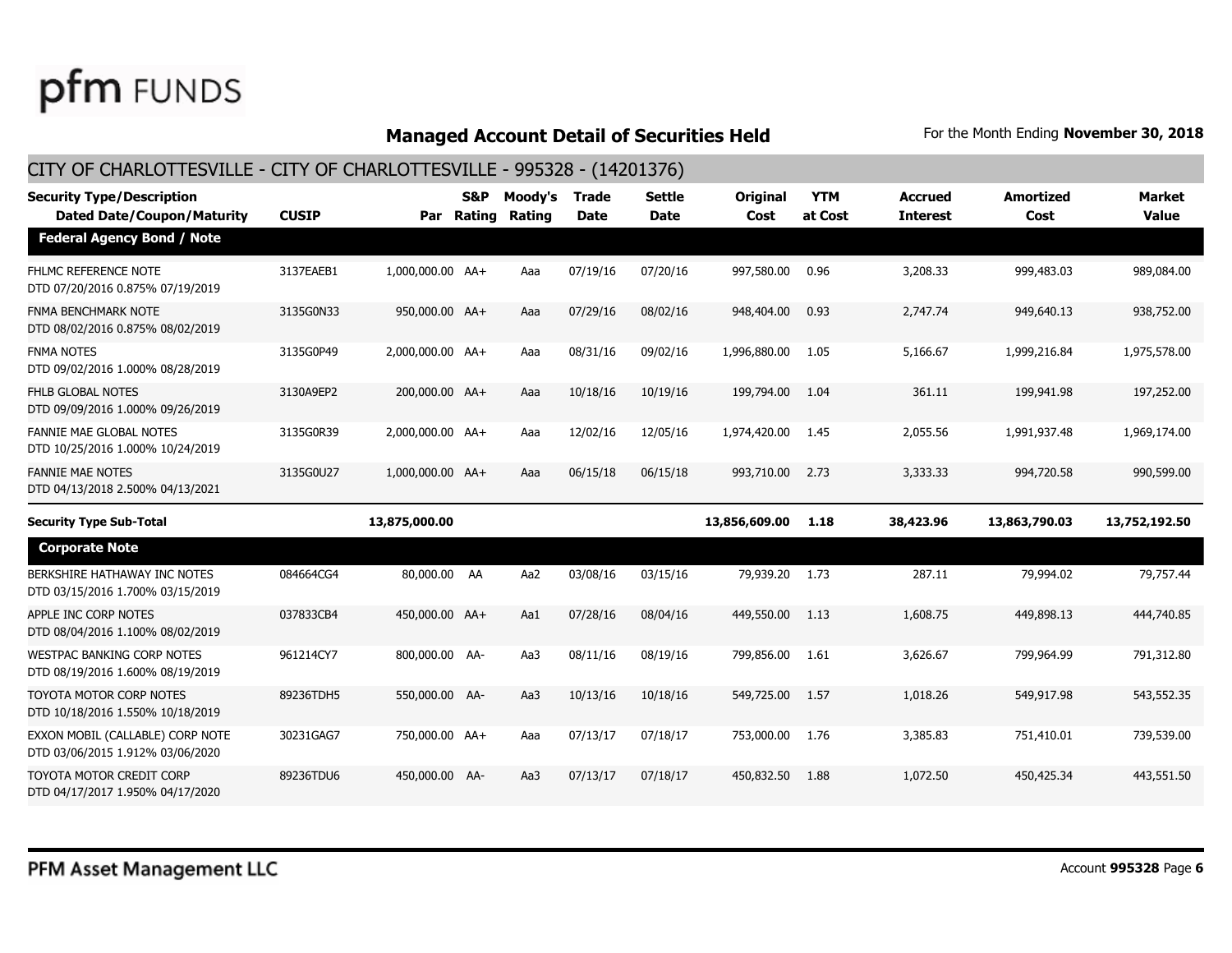**pfm FUNDS**

## Managed Account Detail of Securities Held

For the Month Ending **November 30, 2018**

### CITY OF CHARLOTTESVILLE - CITY OF CHARLOTTESVILLE - 995328 - (14201376)

| Security Type/Description Dated Date/Coupon/Maturity | CUSIP | Par | S&P Rating | Moody's Rating | Trade Date | Settle Date | Original Cost | YTM at Cost | Accrued Interest | Amortized Cost | Market Value |
|---|---|---|---|---|---|---|---|---|---|---|---|
| **Federal Agency Bond / Note** | | | | | | | | | | | |
| FHLMC REFERENCE NOTE DTD 07/20/2016 0.875% 07/19/2019 | 3137EAEB1 | 1,000,000.00 | AA+ | Aaa | 07/19/16 | 07/20/16 | 997,580.00 | 0.96 | 3,208.33 | 999,483.03 | 989,084.00 |
| FNMA BENCHMARK NOTE DTD 08/02/2016 0.875% 08/02/2019 | 3135G0N33 | 950,000.00 | AA+ | Aaa | 07/29/16 | 08/02/16 | 948,404.00 | 0.93 | 2,747.74 | 949,640.13 | 938,752.00 |
| FNMA NOTES DTD 09/02/2016 1.000% 08/28/2019 | 3135G0P49 | 2,000,000.00 | AA+ | Aaa | 08/31/16 | 09/02/16 | 1,996,880.00 | 1.05 | 5,166.67 | 1,999,216.84 | 1,975,578.00 |
| FHLB GLOBAL NOTES DTD 09/09/2016 1.000% 09/26/2019 | 3130A9EP2 | 200,000.00 | AA+ | Aaa | 10/18/16 | 10/19/16 | 199,794.00 | 1.04 | 361.11 | 199,941.98 | 197,252.00 |
| FANNIE MAE GLOBAL NOTES DTD 10/25/2016 1.000% 10/24/2019 | 3135G0R39 | 2,000,000.00 | AA+ | Aaa | 12/02/16 | 12/05/16 | 1,974,420.00 | 1.45 | 2,055.56 | 1,991,937.48 | 1,969,174.00 |
| FANNIE MAE NOTES DTD 04/13/2018 2.500% 04/13/2021 | 3135G0U27 | 1,000,000.00 | AA+ | Aaa | 06/15/18 | 06/15/18 | 993,710.00 | 2.73 | 3,333.33 | 994,720.58 | 990,599.00 |
| **Security Type Sub-Total** | | **13,875,000.00** | | | | | **13,856,609.00** | **1.18** | **38,423.96** | **13,863,790.03** | **13,752,192.50** |
| **Corporate Note** | | | | | | | | | | | |
| BERKSHIRE HATHAWAY INC NOTES DTD 03/15/2016 1.700% 03/15/2019 | 084664CG4 | 80,000.00 | AA | Aa2 | 03/08/16 | 03/15/16 | 79,939.20 | 1.73 | 287.11 | 79,994.02 | 79,757.44 |
| APPLE INC CORP NOTES DTD 08/04/2016 1.100% 08/02/2019 | 037833CB4 | 450,000.00 | AA+ | Aa1 | 07/28/16 | 08/04/16 | 449,550.00 | 1.13 | 1,608.75 | 449,898.13 | 444,740.85 |
| WESTPAC BANKING CORP NOTES DTD 08/19/2016 1.600% 08/19/2019 | 961214CY7 | 800,000.00 | AA- | Aa3 | 08/11/16 | 08/19/16 | 799,856.00 | 1.61 | 3,626.67 | 799,964.99 | 791,312.80 |
| TOYOTA MOTOR CORP NOTES DTD 10/18/2016 1.550% 10/18/2019 | 89236TDH5 | 550,000.00 | AA- | Aa3 | 10/13/16 | 10/18/16 | 549,725.00 | 1.57 | 1,018.26 | 549,917.98 | 543,552.35 |
| EXXON MOBIL (CALLABLE) CORP NOTE DTD 03/06/2015 1.912% 03/06/2020 | 30231GAG7 | 750,000.00 | AA+ | Aaa | 07/13/17 | 07/18/17 | 753,000.00 | 1.76 | 3,385.83 | 751,410.01 | 739,539.00 |
| TOYOTA MOTOR CREDIT CORP DTD 04/17/2017 1.950% 04/17/2020 | 89236TDU6 | 450,000.00 | AA- | Aa3 | 07/13/17 | 07/18/17 | 450,832.50 | 1.88 | 1,072.50 | 450,425.34 | 443,551.50 |

PFM Asset Management LLC

Account **995328** Page **6**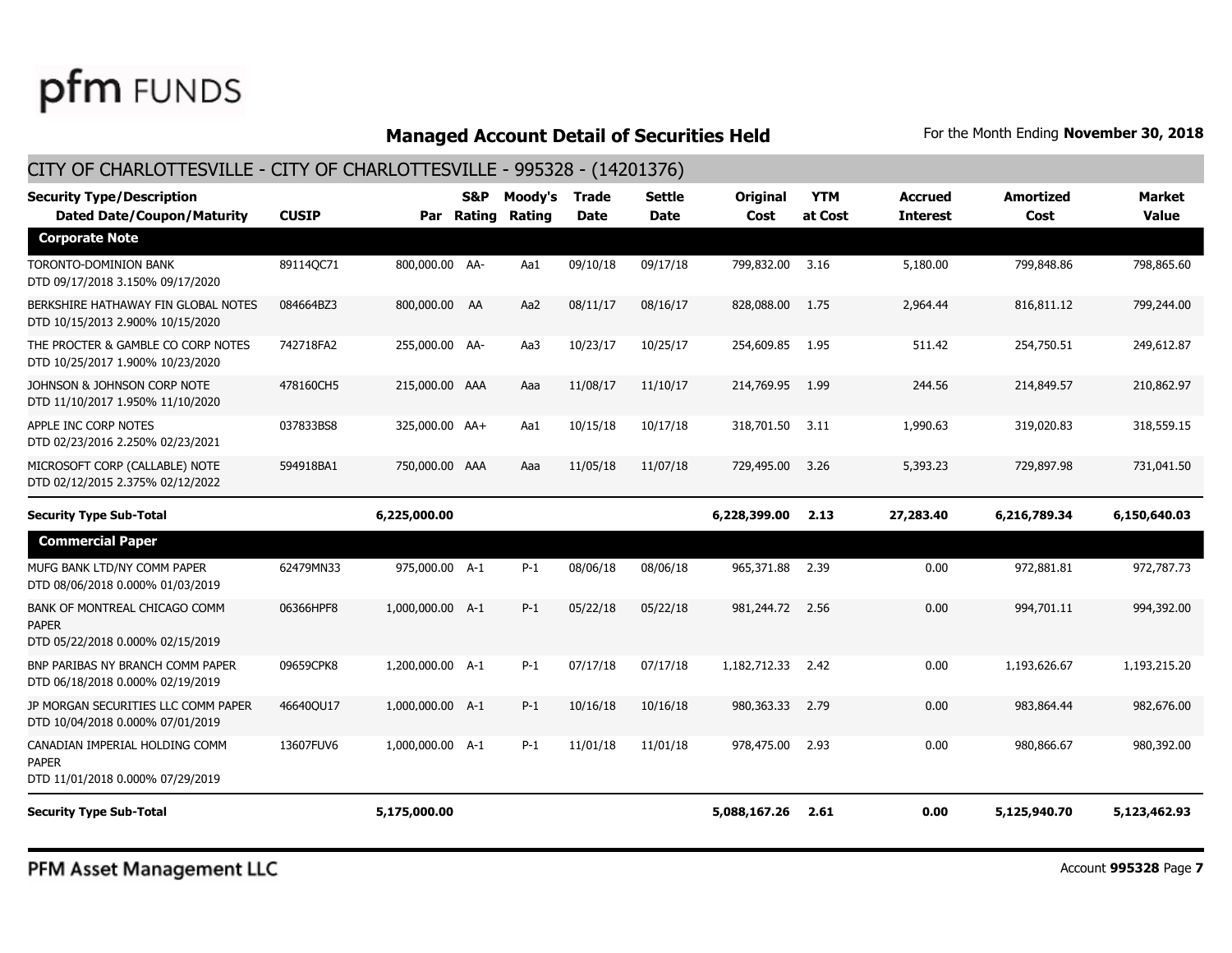## Managed Account Detail of Securities Held

For the Month Ending **November 30, 2018**

### CITY OF CHARLOTTESVILLE - CITY OF CHARLOTTESVILLE - 995328 - (14201376)

| Security Type/Description Dated Date/Coupon/Maturity | CUSIP | Par | S&P Rating | Moody's Rating | Trade Date | Settle Date | Original Cost | YTM at Cost | Accrued Interest | Amortized Cost | Market Value |
|---|---|---|---|---|---|---|---|---|---|---|---|
| **Corporate Note** | | | | | | | | | | | |
| TORONTO-DOMINION BANK DTD 09/17/2018 3.150% 09/17/2020 | 89114QC71 | 800,000.00 | AA- | Aa1 | 09/10/18 | 09/17/18 | 799,832.00 | 3.16 | 5,180.00 | 799,848.86 | 798,865.60 |
| BERKSHIRE HATHAWAY FIN GLOBAL NOTES DTD 10/15/2013 2.900% 10/15/2020 | 084664BZ3 | 800,000.00 | AA | Aa2 | 08/11/17 | 08/16/17 | 828,088.00 | 1.75 | 2,964.44 | 816,811.12 | 799,244.00 |
| THE PROCTER & GAMBLE CO CORP NOTES DTD 10/25/2017 1.900% 10/23/2020 | 742718FA2 | 255,000.00 | AA- | Aa3 | 10/23/17 | 10/25/17 | 254,609.85 | 1.95 | 511.42 | 254,750.51 | 249,612.87 |
| JOHNSON & JOHNSON CORP NOTE DTD 11/10/2017 1.950% 11/10/2020 | 478160CH5 | 215,000.00 | AAA | Aaa | 11/08/17 | 11/10/17 | 214,769.95 | 1.99 | 244.56 | 214,849.57 | 210,862.97 |
| APPLE INC CORP NOTES DTD 02/23/2016 2.250% 02/23/2021 | 037833BS8 | 325,000.00 | AA+ | Aa1 | 10/15/18 | 10/17/18 | 318,701.50 | 3.11 | 1,990.63 | 319,020.83 | 318,559.15 |
| MICROSOFT CORP (CALLABLE) NOTE DTD 02/12/2015 2.375% 02/12/2022 | 594918BA1 | 750,000.00 | AAA | Aaa | 11/05/18 | 11/07/18 | 729,495.00 | 3.26 | 5,393.23 | 729,897.98 | 731,041.50 |
| **Security Type Sub-Total** | | **6,225,000.00** | | | | | **6,228,399.00** | **2.13** | **27,283.40** | **6,216,789.34** | **6,150,640.03** |
| **Commercial Paper** | | | | | | | | | | | |
| MUFG BANK LTD/NY COMM PAPER DTD 08/06/2018 0.000% 01/03/2019 | 62479MN33 | 975,000.00 | A-1 | P-1 | 08/06/18 | 08/06/18 | 965,371.88 | 2.39 | 0.00 | 972,881.81 | 972,787.73 |
| BANK OF MONTREAL CHICAGO COMM PAPER DTD 05/22/2018 0.000% 02/15/2019 | 06366HPF8 | 1,000,000.00 | A-1 | P-1 | 05/22/18 | 05/22/18 | 981,244.72 | 2.56 | 0.00 | 994,701.11 | 994,392.00 |
| BNP PARIBAS NY BRANCH COMM PAPER DTD 06/18/2018 0.000% 02/19/2019 | 09659CPK8 | 1,200,000.00 | A-1 | P-1 | 07/17/18 | 07/17/18 | 1,182,712.33 | 2.42 | 0.00 | 1,193,626.67 | 1,193,215.20 |
| JP MORGAN SECURITIES LLC COMM PAPER DTD 10/04/2018 0.000% 07/01/2019 | 46640QU17 | 1,000,000.00 | A-1 | P-1 | 10/16/18 | 10/16/18 | 980,363.33 | 2.79 | 0.00 | 983,864.44 | 982,676.00 |
| CANADIAN IMPERIAL HOLDING COMM PAPER DTD 11/01/2018 0.000% 07/29/2019 | 13607FUV6 | 1,000,000.00 | A-1 | P-1 | 11/01/18 | 11/01/18 | 978,475.00 | 2.93 | 0.00 | 980,866.67 | 980,392.00 |
| **Security Type Sub-Total** | | **5,175,000.00** | | | | | **5,088,167.26** | **2.61** | **0.00** | **5,125,940.70** | **5,123,462.93** |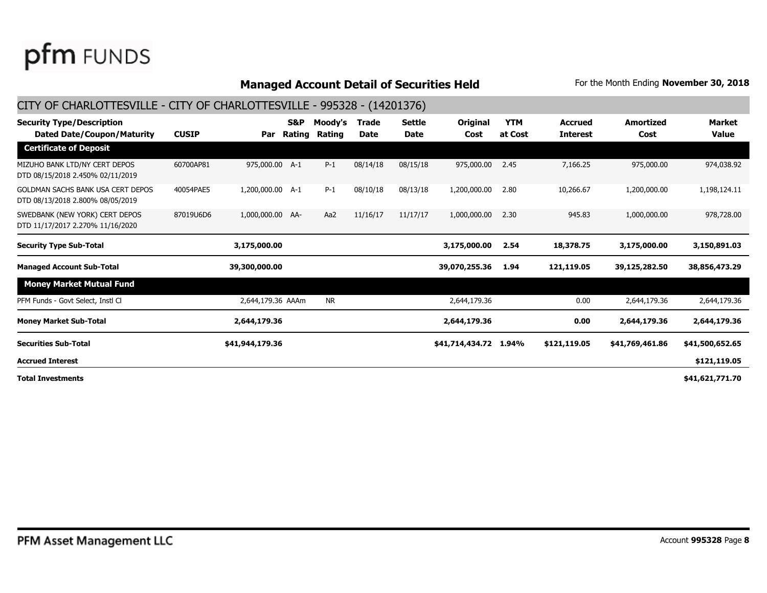pfm FUNDS

## Managed Account Detail of Securities Held

For the Month Ending **November 30, 2018**

### CITY OF CHARLOTTESVILLE - CITY OF CHARLOTTESVILLE - 995328 - (14201376)

| Security Type/Description Dated Date/Coupon/Maturity | CUSIP | Par | S&P Rating | Moody's Rating | Trade Date | Settle Date | Original Cost | YTM at Cost | Accrued Interest | Amortized Cost | Market Value |
|---|---|---|---|---|---|---|---|---|---|---|---|
| **Certificate of Deposit** | | | | | | | | | | | |
| MIZUHO BANK LTD/NY CERT DEPOS DTD 08/15/2018 2.450% 02/11/2019 | 60700AP81 | 975,000.00 | A-1 | P-1 | 08/14/18 | 08/15/18 | 975,000.00 | 2.45 | 7,166.25 | 975,000.00 | 974,038.92 |
| GOLDMAN SACHS BANK USA CERT DEPOS DTD 08/13/2018 2.800% 08/05/2019 | 40054PAE5 | 1,200,000.00 | A-1 | P-1 | 08/10/18 | 08/13/18 | 1,200,000.00 | 2.80 | 10,266.67 | 1,200,000.00 | 1,198,124.11 |
| SWEDBANK (NEW YORK) CERT DEPOS DTD 11/17/2017 2.270% 11/16/2020 | 87019U6D6 | 1,000,000.00 | AA- | Aa2 | 11/16/17 | 11/17/17 | 1,000,000.00 | 2.30 | 945.83 | 1,000,000.00 | 978,728.00 |
| **Security Type Sub-Total** | | **3,175,000.00** | | | | | **3,175,000.00** | **2.54** | **18,378.75** | **3,175,000.00** | **3,150,891.03** |
| **Managed Account Sub-Total** | | **39,300,000.00** | | | | | **39,070,255.36** | **1.94** | **121,119.05** | **39,125,282.50** | **38,856,473.29** |
| **Money Market Mutual Fund** | | | | | | | | | | | |
| PFM Funds - Govt Select, Instl Cl | | 2,644,179.36 | AAAm | NR | | | 2,644,179.36 | | 0.00 | 2,644,179.36 | 2,644,179.36 |
| **Money Market Sub-Total** | | **2,644,179.36** | | | | | **2,644,179.36** | | **0.00** | **2,644,179.36** | **2,644,179.36** |
| **Securities Sub-Total** | | **$41,944,179.36** | | | | | **$41,714,434.72** | **1.94%** | **$121,119.05** | **$41,769,461.86** | **$41,500,652.65** |
| **Accrued Interest** | | | | | | | | | | | **$121,119.05** |
| **Total Investments** | | | | | | | | | | | **$41,621,771.70** |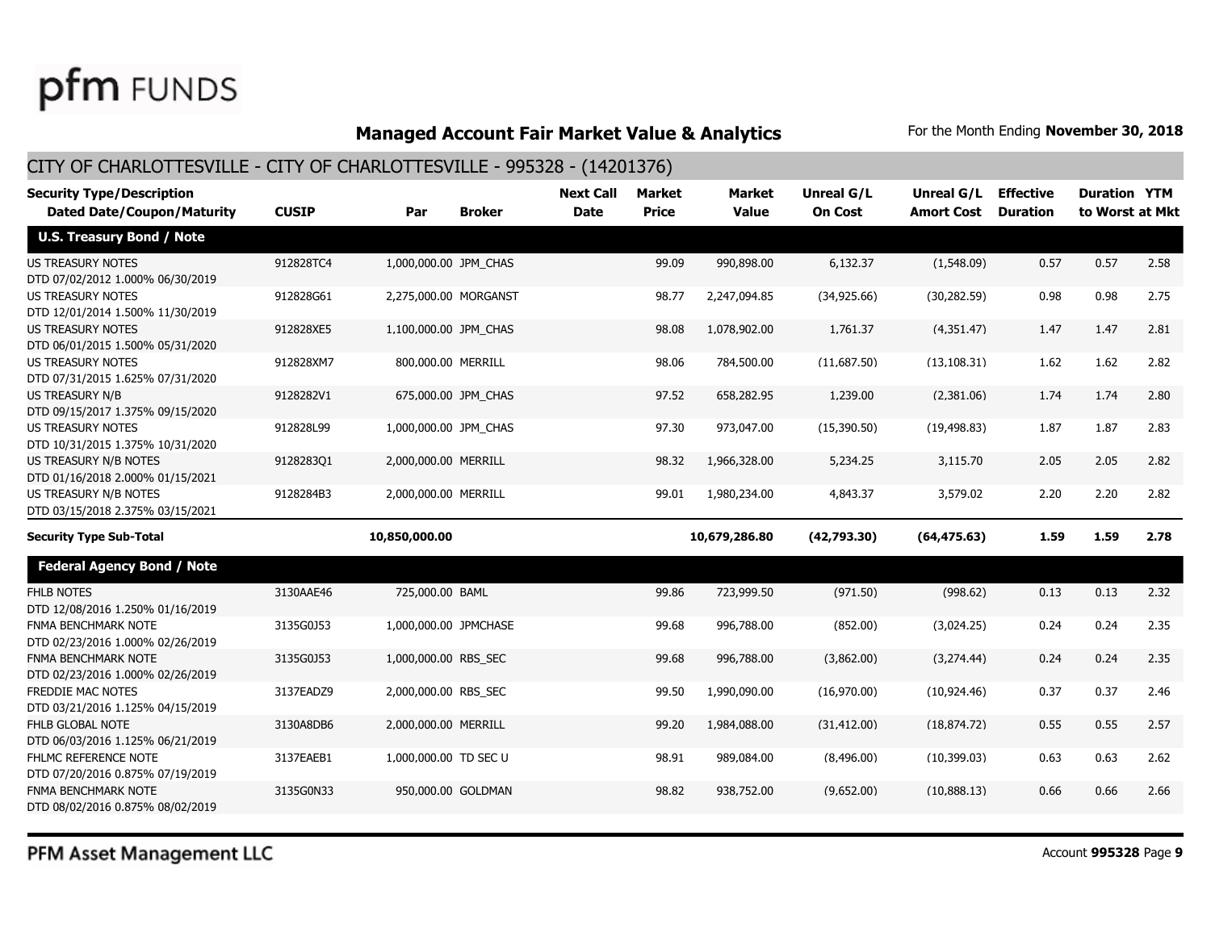**pfm** FUNDS

## Managed Account Fair Market Value & Analytics

For the Month Ending **November 30, 2018**

### CITY OF CHARLOTTESVILLE - CITY OF CHARLOTTESVILLE - 995328 - (14201376)

| Security Type/Description Dated Date/Coupon/Maturity | CUSIP | Par | Broker | Next Call Date | Market Price | Market Value | Unreal G/L On Cost | Unreal G/L Amort Cost | Effective Duration | Duration to Worst | YTM at Mkt |
|---|---|---|---|---|---|---|---|---|---|---|---|
| **U.S. Treasury Bond / Note** | | | | | | | | | | | |
| US TREASURY NOTES DTD 07/02/2012 1.000% 06/30/2019 | 912828TC4 | 1,000,000.00 | JPM_CHAS | | 99.09 | 990,898.00 | 6,132.37 | (1,548.09) | 0.57 | 0.57 | 2.58 |
| US TREASURY NOTES DTD 12/01/2014 1.500% 11/30/2019 | 912828G61 | 2,275,000.00 | MORGANST | | 98.77 | 2,247,094.85 | (34,925.66) | (30,282.59) | 0.98 | 0.98 | 2.75 |
| US TREASURY NOTES DTD 06/01/2015 1.500% 05/31/2020 | 912828XE5 | 1,100,000.00 | JPM_CHAS | | 98.08 | 1,078,902.00 | 1,761.37 | (4,351.47) | 1.47 | 1.47 | 2.81 |
| US TREASURY NOTES DTD 07/31/2015 1.625% 07/31/2020 | 912828XM7 | 800,000.00 | MERRILL | | 98.06 | 784,500.00 | (11,687.50) | (13,108.31) | 1.62 | 1.62 | 2.82 |
| US TREASURY N/B DTD 09/15/2017 1.375% 09/15/2020 | 9128282V1 | 675,000.00 | JPM_CHAS | | 97.52 | 658,282.95 | 1,239.00 | (2,381.06) | 1.74 | 1.74 | 2.80 |
| US TREASURY NOTES DTD 10/31/2015 1.375% 10/31/2020 | 912828L99 | 1,000,000.00 | JPM_CHAS | | 97.30 | 973,047.00 | (15,390.50) | (19,498.83) | 1.87 | 1.87 | 2.83 |
| US TREASURY N/B NOTES DTD 01/16/2018 2.000% 01/15/2021 | 9128283Q1 | 2,000,000.00 | MERRILL | | 98.32 | 1,966,328.00 | 5,234.25 | 3,115.70 | 2.05 | 2.05 | 2.82 |
| US TREASURY N/B NOTES DTD 03/15/2018 2.375% 03/15/2021 | 9128284B3 | 2,000,000.00 | MERRILL | | 99.01 | 1,980,234.00 | 4,843.37 | 3,579.02 | 2.20 | 2.20 | 2.82 |
| **Security Type Sub-Total** | | **10,850,000.00** | | | | **10,679,286.80** | **(42,793.30)** | **(64,475.63)** | **1.59** | **1.59** | **2.78** |
| **Federal Agency Bond / Note** | | | | | | | | | | | |
| FHLB NOTES DTD 12/08/2016 1.250% 01/16/2019 | 3130AAE46 | 725,000.00 | BAML | | 99.86 | 723,999.50 | (971.50) | (998.62) | 0.13 | 0.13 | 2.32 |
| FNMA BENCHMARK NOTE DTD 02/23/2016 1.000% 02/26/2019 | 3135G0J53 | 1,000,000.00 | JPMCHASE | | 99.68 | 996,788.00 | (852.00) | (3,024.25) | 0.24 | 0.24 | 2.35 |
| FNMA BENCHMARK NOTE DTD 02/23/2016 1.000% 02/26/2019 | 3135G0J53 | 1,000,000.00 | RBS_SEC | | 99.68 | 996,788.00 | (3,862.00) | (3,274.44) | 0.24 | 0.24 | 2.35 |
| FREDDIE MAC NOTES DTD 03/21/2016 1.125% 04/15/2019 | 3137EADZ9 | 2,000,000.00 | RBS_SEC | | 99.50 | 1,990,090.00 | (16,970.00) | (10,924.46) | 0.37 | 0.37 | 2.46 |
| FHLB GLOBAL NOTE DTD 06/03/2016 1.125% 06/21/2019 | 3130A8DB6 | 2,000,000.00 | MERRILL | | 99.20 | 1,984,088.00 | (31,412.00) | (18,874.72) | 0.55 | 0.55 | 2.57 |
| FHLMC REFERENCE NOTE DTD 07/20/2016 0.875% 07/19/2019 | 3137EAEB1 | 1,000,000.00 | TD SEC U | | 98.91 | 989,084.00 | (8,496.00) | (10,399.03) | 0.63 | 0.63 | 2.62 |
| FNMA BENCHMARK NOTE DTD 08/02/2016 0.875% 08/02/2019 | 3135G0N33 | 950,000.00 | GOLDMAN | | 98.82 | 938,752.00 | (9,652.00) | (10,888.13) | 0.66 | 0.66 | 2.66 |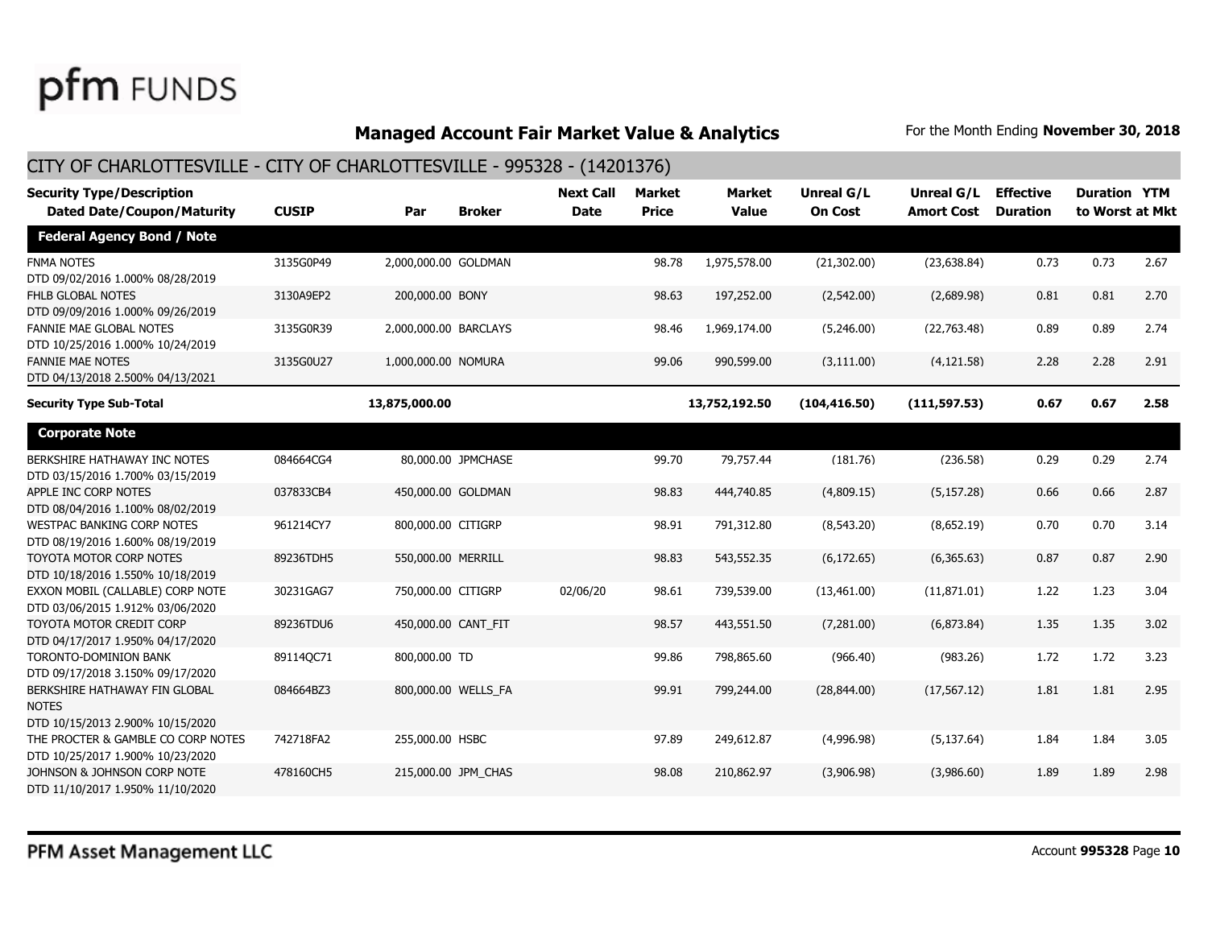## Managed Account Fair Market Value & Analytics

For the Month Ending **November 30, 2018**

### CITY OF CHARLOTTESVILLE - CITY OF CHARLOTTESVILLE - 995328 - (14201376)

| Security Type/Description Dated Date/Coupon/Maturity | CUSIP | Par | Broker | Next Call Date | Market Price | Market Value | Unreal G/L On Cost | Unreal G/L Amort Cost | Effective Duration | Duration to Worst | YTM at Mkt |
|---|---|---|---|---|---|---|---|---|---|---|---|
| **Federal Agency Bond / Note** | | | | | | | | | | | |
| FNMA NOTES DTD 09/02/2016 1.000% 08/28/2019 | 3135G0P49 | 2,000,000.00 | GOLDMAN | | 98.78 | 1,975,578.00 | (21,302.00) | (23,638.84) | 0.73 | 0.73 | 2.67 |
| FHLB GLOBAL NOTES DTD 09/09/2016 1.000% 09/26/2019 | 3130A9EP2 | 200,000.00 | BONY | | 98.63 | 197,252.00 | (2,542.00) | (2,689.98) | 0.81 | 0.81 | 2.70 |
| FANNIE MAE GLOBAL NOTES DTD 10/25/2016 1.000% 10/24/2019 | 3135G0R39 | 2,000,000.00 | BARCLAYS | | 98.46 | 1,969,174.00 | (5,246.00) | (22,763.48) | 0.89 | 0.89 | 2.74 |
| FANNIE MAE NOTES DTD 04/13/2018 2.500% 04/13/2021 | 3135G0U27 | 1,000,000.00 | NOMURA | | 99.06 | 990,599.00 | (3,111.00) | (4,121.58) | 2.28 | 2.28 | 2.91 |
| **Security Type Sub-Total** | | **13,875,000.00** | | | | **13,752,192.50** | **(104,416.50)** | **(111,597.53)** | **0.67** | **0.67** | **2.58** |
| **Corporate Note** | | | | | | | | | | | |
| BERKSHIRE HATHAWAY INC NOTES DTD 03/15/2016 1.700% 03/15/2019 | 084664CG4 | 80,000.00 | JPMCHASE | | 99.70 | 79,757.44 | (181.76) | (236.58) | 0.29 | 0.29 | 2.74 |
| APPLE INC CORP NOTES DTD 08/04/2016 1.100% 08/02/2019 | 037833CB4 | 450,000.00 | GOLDMAN | | 98.83 | 444,740.85 | (4,809.15) | (5,157.28) | 0.66 | 0.66 | 2.87 |
| WESTPAC BANKING CORP NOTES DTD 08/19/2016 1.600% 08/19/2019 | 961214CY7 | 800,000.00 | CITIGRP | | 98.91 | 791,312.80 | (8,543.20) | (8,652.19) | 0.70 | 0.70 | 3.14 |
| TOYOTA MOTOR CORP NOTES DTD 10/18/2016 1.550% 10/18/2019 | 89236TDH5 | 550,000.00 | MERRILL | | 98.83 | 543,552.35 | (6,172.65) | (6,365.63) | 0.87 | 0.87 | 2.90 |
| EXXON MOBIL (CALLABLE) CORP NOTE DTD 03/06/2015 1.912% 03/06/2020 | 30231GAG7 | 750,000.00 | CITIGRP | 02/06/20 | 98.61 | 739,539.00 | (13,461.00) | (11,871.01) | 1.22 | 1.23 | 3.04 |
| TOYOTA MOTOR CREDIT CORP DTD 04/17/2017 1.950% 04/17/2020 | 89236TDU6 | 450,000.00 | CANT_FIT | | 98.57 | 443,551.50 | (7,281.00) | (6,873.84) | 1.35 | 1.35 | 3.02 |
| TORONTO-DOMINION BANK DTD 09/17/2018 3.150% 09/17/2020 | 89114QC71 | 800,000.00 | TD | | 99.86 | 798,865.60 | (966.40) | (983.26) | 1.72 | 1.72 | 3.23 |
| BERKSHIRE HATHAWAY FIN GLOBAL NOTES DTD 10/15/2013 2.900% 10/15/2020 | 084664BZ3 | 800,000.00 | WELLS_FA | | 99.91 | 799,244.00 | (28,844.00) | (17,567.12) | 1.81 | 1.81 | 2.95 |
| THE PROCTER & GAMBLE CO CORP NOTES DTD 10/25/2017 1.900% 10/23/2020 | 742718FA2 | 255,000.00 | HSBC | | 97.89 | 249,612.87 | (4,996.98) | (5,137.64) | 1.84 | 1.84 | 3.05 |
| JOHNSON & JOHNSON CORP NOTE DTD 11/10/2017 1.950% 11/10/2020 | 478160CH5 | 215,000.00 | JPM_CHAS | | 98.08 | 210,862.97 | (3,906.98) | (3,986.60) | 1.89 | 1.89 | 2.98 |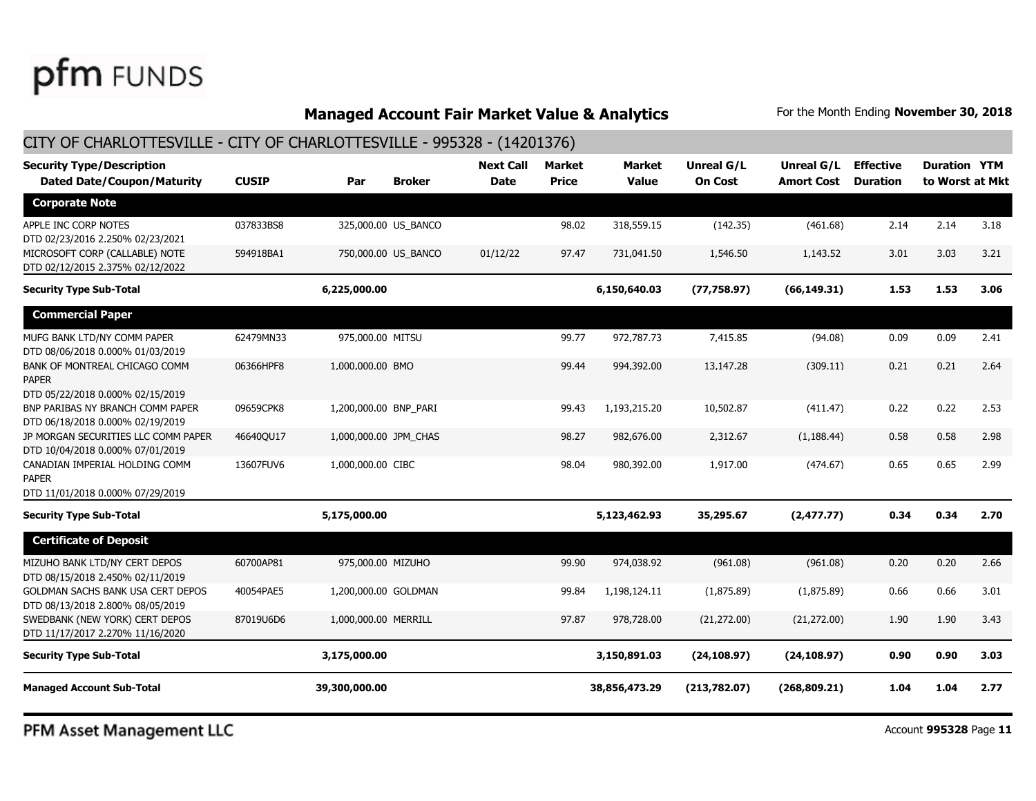# Managed Account Fair Market Value & Analytics

For the Month Ending **November 30, 2018**

## CITY OF CHARLOTTESVILLE - CITY OF CHARLOTTESVILLE - 995328 - (14201376)

| Security Type/Description Dated Date/Coupon/Maturity | CUSIP | Par | Broker | Next Call Date | Market Price | Market Value | Unreal G/L On Cost | Unreal G/L Amort Cost | Effective Duration | Duration to Worst | YTM at Mkt |
|---|---|---|---|---|---|---|---|---|---|---|---|
| **Corporate Note** | | | | | | | | | | | |
| APPLE INC CORP NOTES DTD 02/23/2016 2.250% 02/23/2021 | 037833BS8 | 325,000.00 | US_BANCO | | 98.02 | 318,559.15 | (142.35) | (461.68) | 2.14 | 2.14 | 3.18 |
| MICROSOFT CORP (CALLABLE) NOTE DTD 02/12/2015 2.375% 02/12/2022 | 594918BA1 | 750,000.00 | US_BANCO | 01/12/22 | 97.47 | 731,041.50 | 1,546.50 | 1,143.52 | 3.01 | 3.03 | 3.21 |
| **Security Type Sub-Total** | | **6,225,000.00** | | | | **6,150,640.03** | **(77,758.97)** | **(66,149.31)** | **1.53** | **1.53** | **3.06** |
| **Commercial Paper** | | | | | | | | | | | |
| MUFG BANK LTD/NY COMM PAPER DTD 08/06/2018 0.000% 01/03/2019 | 62479MN33 | 975,000.00 | MITSU | | 99.77 | 972,787.73 | 7,415.85 | (94.08) | 0.09 | 0.09 | 2.41 |
| BANK OF MONTREAL CHICAGO COMM PAPER DTD 05/22/2018 0.000% 02/15/2019 | 06366HPF8 | 1,000,000.00 | BMO | | 99.44 | 994,392.00 | 13,147.28 | (309.11) | 0.21 | 0.21 | 2.64 |
| BNP PARIBAS NY BRANCH COMM PAPER DTD 06/18/2018 0.000% 02/19/2019 | 09659CPK8 | 1,200,000.00 | BNP_PARI | | 99.43 | 1,193,215.20 | 10,502.87 | (411.47) | 0.22 | 0.22 | 2.53 |
| JP MORGAN SECURITIES LLC COMM PAPER DTD 10/04/2018 0.000% 07/01/2019 | 46640QU17 | 1,000,000.00 | JPM_CHAS | | 98.27 | 982,676.00 | 2,312.67 | (1,188.44) | 0.58 | 0.58 | 2.98 |
| CANADIAN IMPERIAL HOLDING COMM PAPER DTD 11/01/2018 0.000% 07/29/2019 | 13607FUV6 | 1,000,000.00 | CIBC | | 98.04 | 980,392.00 | 1,917.00 | (474.67) | 0.65 | 0.65 | 2.99 |
| **Security Type Sub-Total** | | **5,175,000.00** | | | | **5,123,462.93** | **35,295.67** | **(2,477.77)** | **0.34** | **0.34** | **2.70** |
| **Certificate of Deposit** | | | | | | | | | | | |
| MIZUHO BANK LTD/NY CERT DEPOS DTD 08/15/2018 2.450% 02/11/2019 | 60700AP81 | 975,000.00 | MIZUHO | | 99.90 | 974,038.92 | (961.08) | (961.08) | 0.20 | 0.20 | 2.66 |
| GOLDMAN SACHS BANK USA CERT DEPOS DTD 08/13/2018 2.800% 08/05/2019 | 40054PAE5 | 1,200,000.00 | GOLDMAN | | 99.84 | 1,198,124.11 | (1,875.89) | (1,875.89) | 0.66 | 0.66 | 3.01 |
| SWEDBANK (NEW YORK) CERT DEPOS DTD 11/17/2017 2.270% 11/16/2020 | 87019U6D6 | 1,000,000.00 | MERRILL | | 97.87 | 978,728.00 | (21,272.00) | (21,272.00) | 1.90 | 1.90 | 3.43 |
| **Security Type Sub-Total** | | **3,175,000.00** | | | | **3,150,891.03** | **(24,108.97)** | **(24,108.97)** | **0.90** | **0.90** | **3.03** |
| **Managed Account Sub-Total** | | **39,300,000.00** | | | | **38,856,473.29** | **(213,782.07)** | **(268,809.21)** | **1.04** | **1.04** | **2.77** |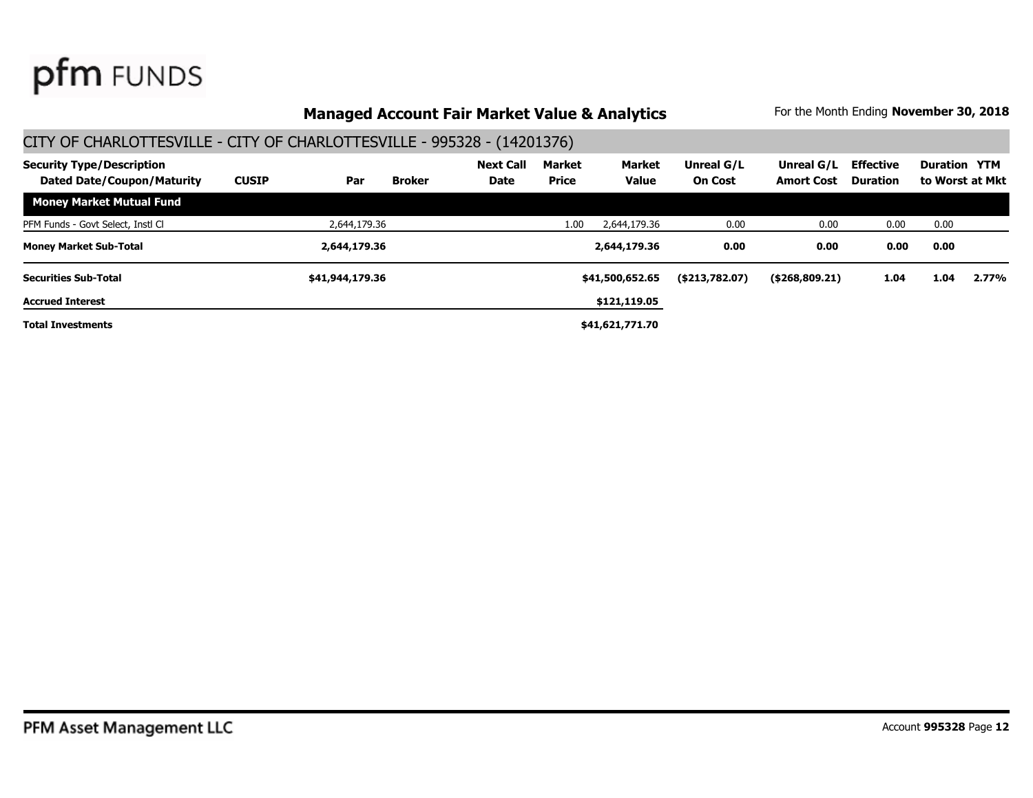## Managed Account Fair Market Value & Analytics

For the Month Ending **November 30, 2018**

### CITY OF CHARLOTTESVILLE - CITY OF CHARLOTTESVILLE - 995328 - (14201376)

| Security Type/Description<br>Dated Date/Coupon/Maturity | CUSIP | Par | Broker | Next Call Date | Market Price | Market Value | Unreal G/L On Cost | Unreal G/L Amort Cost | Effective Duration | Duration to Worst | YTM at Mkt |
|---|---|---|---|---|---|---|---|---|---|---|---|
| **Money Market Mutual Fund** | | | | | | | | | | | |
| PFM Funds - Govt Select, Instl Cl | | 2,644,179.36 | | | 1.00 | 2,644,179.36 | 0.00 | 0.00 | 0.00 | 0.00 | |
| **Money Market Sub-Total** | | **2,644,179.36** | | | | **2,644,179.36** | **0.00** | **0.00** | **0.00** | **0.00** | |
| **Securities Sub-Total** | | **$41,944,179.36** | | | | **$41,500,652.65** | **($213,782.07)** | **($268,809.21)** | **1.04** | **1.04** | **2.77%** |
| **Accrued Interest** | | | | | | **$121,119.05** | | | | | |
| **Total Investments** | | | | | | **$41,621,771.70** | | | | | |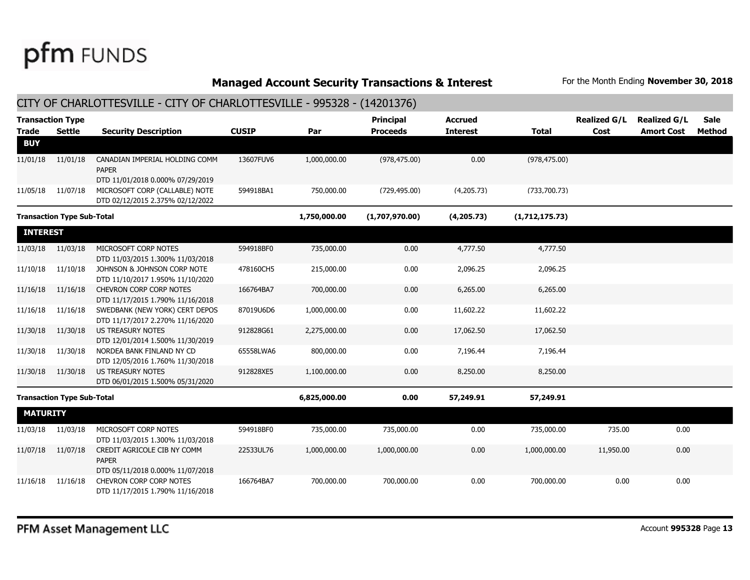# Managed Account Security Transactions & Interest

For the Month Ending **November 30, 2018**

## CITY OF CHARLOTTESVILLE - CITY OF CHARLOTTESVILLE - 995328 - (14201376)

| Transaction Type Trade | Settle | Security Description | CUSIP | Par | Principal Proceeds | Accrued Interest | Total | Realized G/L Cost | Realized G/L Amort Cost | Sale Method |
|---|---|---|---|---|---|---|---|---|---|---|
| **BUY** | | | | | | | | | | |
| 11/01/18 | 11/01/18 | CANADIAN IMPERIAL HOLDING COMM PAPER DTD 11/01/2018 0.000% 07/29/2019 | 13607FUV6 | 1,000,000.00 | (978,475.00) | 0.00 | (978,475.00) | | | |
| 11/05/18 | 11/07/18 | MICROSOFT CORP (CALLABLE) NOTE DTD 02/12/2015 2.375% 02/12/2022 | 594918BA1 | 750,000.00 | (729,495.00) | (4,205.73) | (733,700.73) | | | |
| **Transaction Type Sub-Total** | | | | **1,750,000.00** | **(1,707,970.00)** | **(4,205.73)** | **(1,712,175.73)** | | | |
| **INTEREST** | | | | | | | | | | |
| 11/03/18 | 11/03/18 | MICROSOFT CORP NOTES DTD 11/03/2015 1.300% 11/03/2018 | 594918BF0 | 735,000.00 | 0.00 | 4,777.50 | 4,777.50 | | | |
| 11/10/18 | 11/10/18 | JOHNSON & JOHNSON CORP NOTE DTD 11/10/2017 1.950% 11/10/2020 | 478160CH5 | 215,000.00 | 0.00 | 2,096.25 | 2,096.25 | | | |
| 11/16/18 | 11/16/18 | CHEVRON CORP CORP NOTES DTD 11/17/2015 1.790% 11/16/2018 | 166764BA7 | 700,000.00 | 0.00 | 6,265.00 | 6,265.00 | | | |
| 11/16/18 | 11/16/18 | SWEDBANK (NEW YORK) CERT DEPOS DTD 11/17/2017 2.270% 11/16/2020 | 87019U6D6 | 1,000,000.00 | 0.00 | 11,602.22 | 11,602.22 | | | |
| 11/30/18 | 11/30/18 | US TREASURY NOTES DTD 12/01/2014 1.500% 11/30/2019 | 912828G61 | 2,275,000.00 | 0.00 | 17,062.50 | 17,062.50 | | | |
| 11/30/18 | 11/30/18 | NORDEA BANK FINLAND NY CD DTD 12/05/2016 1.760% 11/30/2018 | 65558LWA6 | 800,000.00 | 0.00 | 7,196.44 | 7,196.44 | | | |
| 11/30/18 | 11/30/18 | US TREASURY NOTES DTD 06/01/2015 1.500% 05/31/2020 | 912828XE5 | 1,100,000.00 | 0.00 | 8,250.00 | 8,250.00 | | | |
| **Transaction Type Sub-Total** | | | | **6,825,000.00** | **0.00** | **57,249.91** | **57,249.91** | | | |
| **MATURITY** | | | | | | | | | | |
| 11/03/18 | 11/03/18 | MICROSOFT CORP NOTES DTD 11/03/2015 1.300% 11/03/2018 | 594918BF0 | 735,000.00 | 735,000.00 | 0.00 | 735,000.00 | 735.00 | 0.00 | |
| 11/07/18 | 11/07/18 | CREDIT AGRICOLE CIB NY COMM PAPER DTD 05/11/2018 0.000% 11/07/2018 | 22533UL76 | 1,000,000.00 | 1,000,000.00 | 0.00 | 1,000,000.00 | 11,950.00 | 0.00 | |
| 11/16/18 | 11/16/18 | CHEVRON CORP CORP NOTES DTD 11/17/2015 1.790% 11/16/2018 | 166764BA7 | 700,000.00 | 700,000.00 | 0.00 | 700,000.00 | 0.00 | 0.00 | |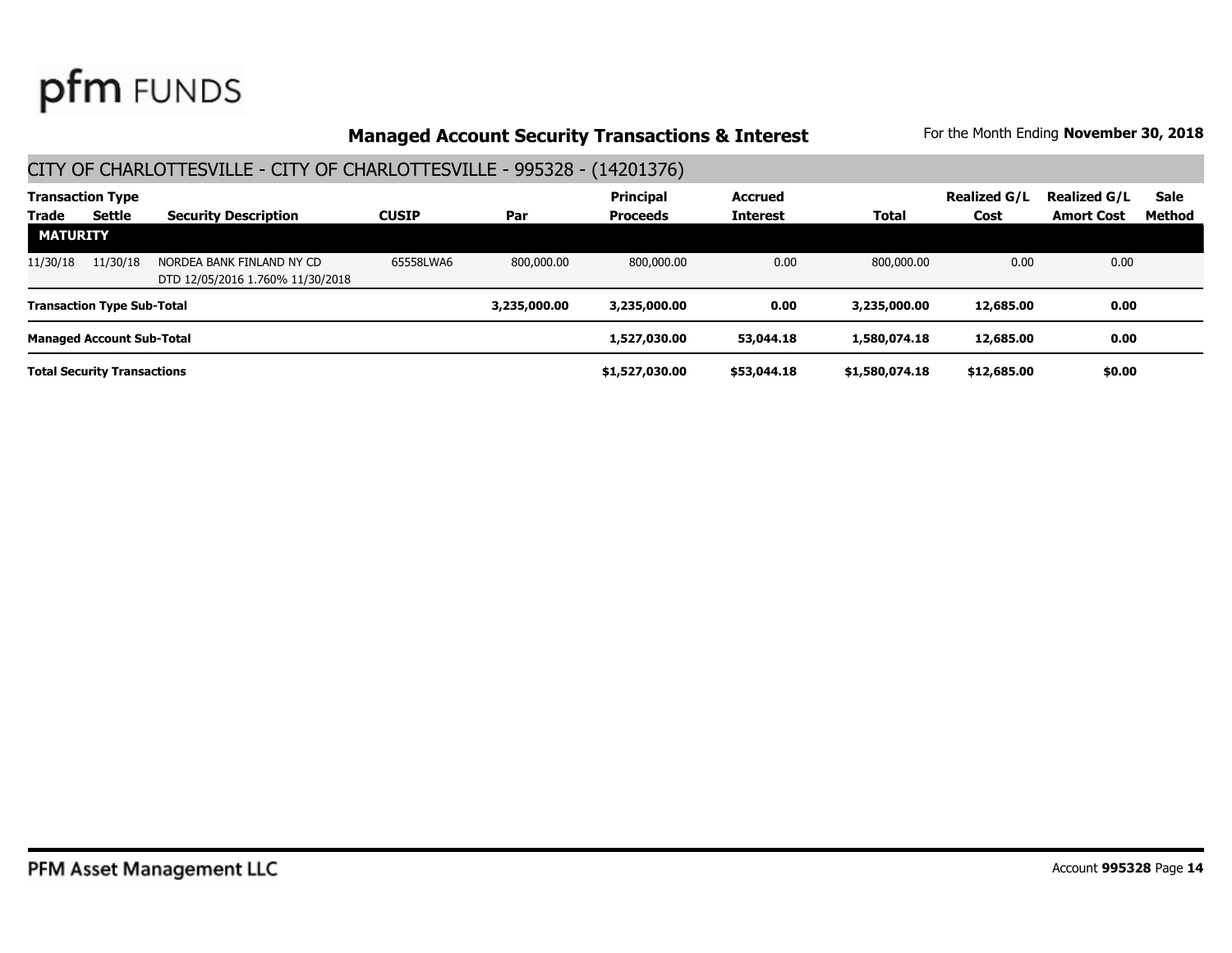## Managed Account Security Transactions & Interest

For the Month Ending **November 30, 2018**

### CITY OF CHARLOTTESVILLE - CITY OF CHARLOTTESVILLE - 995328 - (14201376)

| Transaction Type Trade | Settle | Security Description | CUSIP | Par | Principal Proceeds | Accrued Interest | Total | Realized G/L Cost | Realized G/L Amort Cost | Sale Method |
|---|---|---|---|---|---|---|---|---|---|---|
| **MATURITY** | | | | | | | | | | |
| 11/30/18 | 11/30/18 | NORDEA BANK FINLAND NY CD DTD 12/05/2016 1.760% 11/30/2018 | 65558LWA6 | 800,000.00 | 800,000.00 | 0.00 | 800,000.00 | 0.00 | 0.00 | |
| **Transaction Type Sub-Total** | | | | **3,235,000.00** | **3,235,000.00** | **0.00** | **3,235,000.00** | **12,685.00** | **0.00** | |
| **Managed Account Sub-Total** | | | | | **1,527,030.00** | **53,044.18** | **1,580,074.18** | **12,685.00** | **0.00** | |
| **Total Security Transactions** | | | | | **$1,527,030.00** | **$53,044.18** | **$1,580,074.18** | **$12,685.00** | **$0.00** | |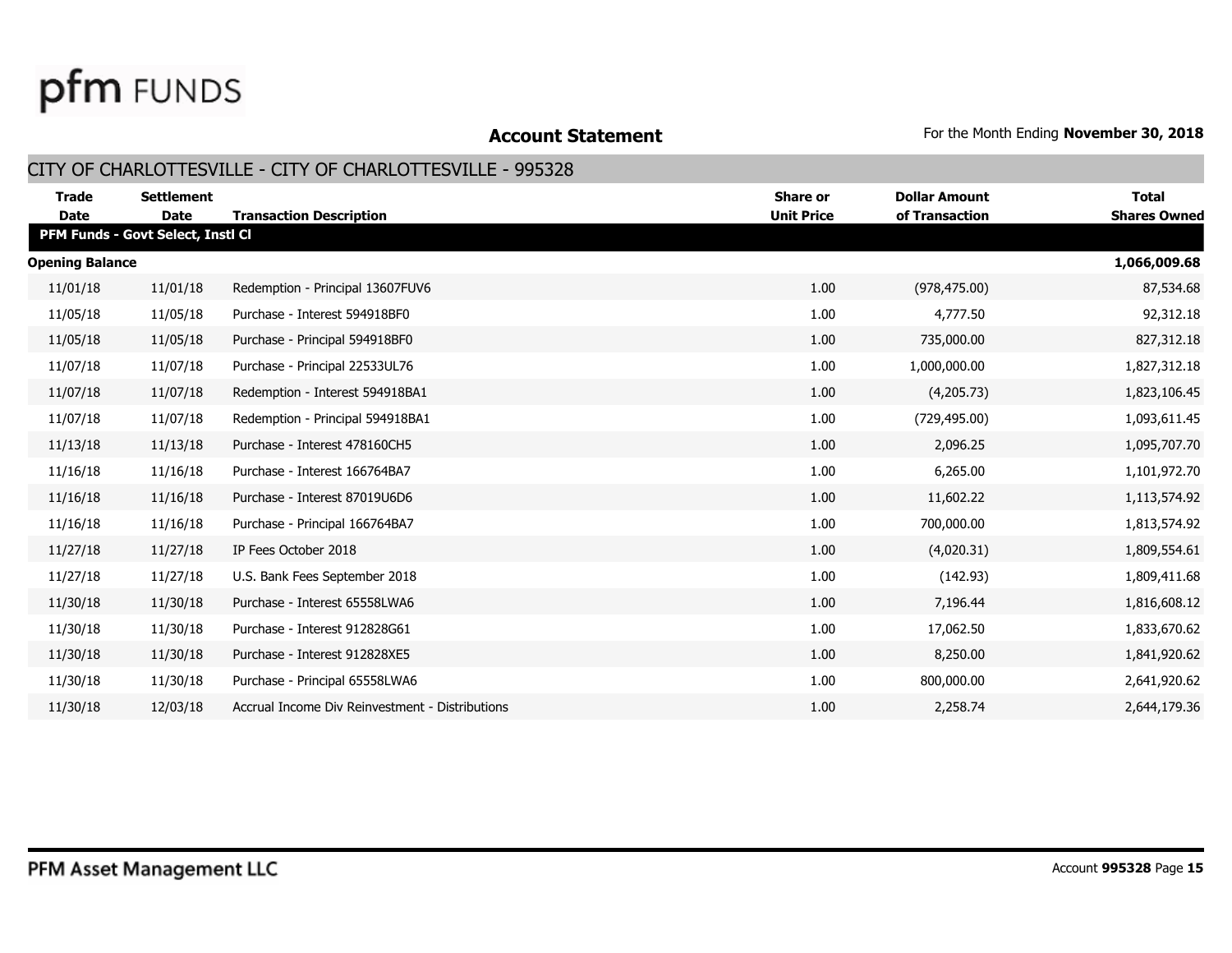pfm FUNDS

## Account Statement

For the Month Ending **November 30, 2018**

### CITY OF CHARLOTTESVILLE - CITY OF CHARLOTTESVILLE - 995328

| Trade Date | Settlement Date | Transaction Description | Share or Unit Price | Dollar Amount of Transaction | Total Shares Owned |
|---|---|---|---|---|---|
| **PFM Funds - Govt Select, Instl Cl** | | | | | |
| **Opening Balance** | | | | | **1,066,009.68** |
| 11/01/18 | 11/01/18 | Redemption - Principal 13607FUV6 | 1.00 | (978,475.00) | 87,534.68 |
| 11/05/18 | 11/05/18 | Purchase - Interest 594918BF0 | 1.00 | 4,777.50 | 92,312.18 |
| 11/05/18 | 11/05/18 | Purchase - Principal 594918BF0 | 1.00 | 735,000.00 | 827,312.18 |
| 11/07/18 | 11/07/18 | Purchase - Principal 22533UL76 | 1.00 | 1,000,000.00 | 1,827,312.18 |
| 11/07/18 | 11/07/18 | Redemption - Interest 594918BA1 | 1.00 | (4,205.73) | 1,823,106.45 |
| 11/07/18 | 11/07/18 | Redemption - Principal 594918BA1 | 1.00 | (729,495.00) | 1,093,611.45 |
| 11/13/18 | 11/13/18 | Purchase - Interest 478160CH5 | 1.00 | 2,096.25 | 1,095,707.70 |
| 11/16/18 | 11/16/18 | Purchase - Interest 166764BA7 | 1.00 | 6,265.00 | 1,101,972.70 |
| 11/16/18 | 11/16/18 | Purchase - Interest 87019U6D6 | 1.00 | 11,602.22 | 1,113,574.92 |
| 11/16/18 | 11/16/18 | Purchase - Principal 166764BA7 | 1.00 | 700,000.00 | 1,813,574.92 |
| 11/27/18 | 11/27/18 | IP Fees October 2018 | 1.00 | (4,020.31) | 1,809,554.61 |
| 11/27/18 | 11/27/18 | U.S. Bank Fees September 2018 | 1.00 | (142.93) | 1,809,411.68 |
| 11/30/18 | 11/30/18 | Purchase - Interest 65558LWA6 | 1.00 | 7,196.44 | 1,816,608.12 |
| 11/30/18 | 11/30/18 | Purchase - Interest 912828G61 | 1.00 | 17,062.50 | 1,833,670.62 |
| 11/30/18 | 11/30/18 | Purchase - Interest 912828XE5 | 1.00 | 8,250.00 | 1,841,920.62 |
| 11/30/18 | 11/30/18 | Purchase - Principal 65558LWA6 | 1.00 | 800,000.00 | 2,641,920.62 |
| 11/30/18 | 12/03/18 | Accrual Income Div Reinvestment - Distributions | 1.00 | 2,258.74 | 2,644,179.36 |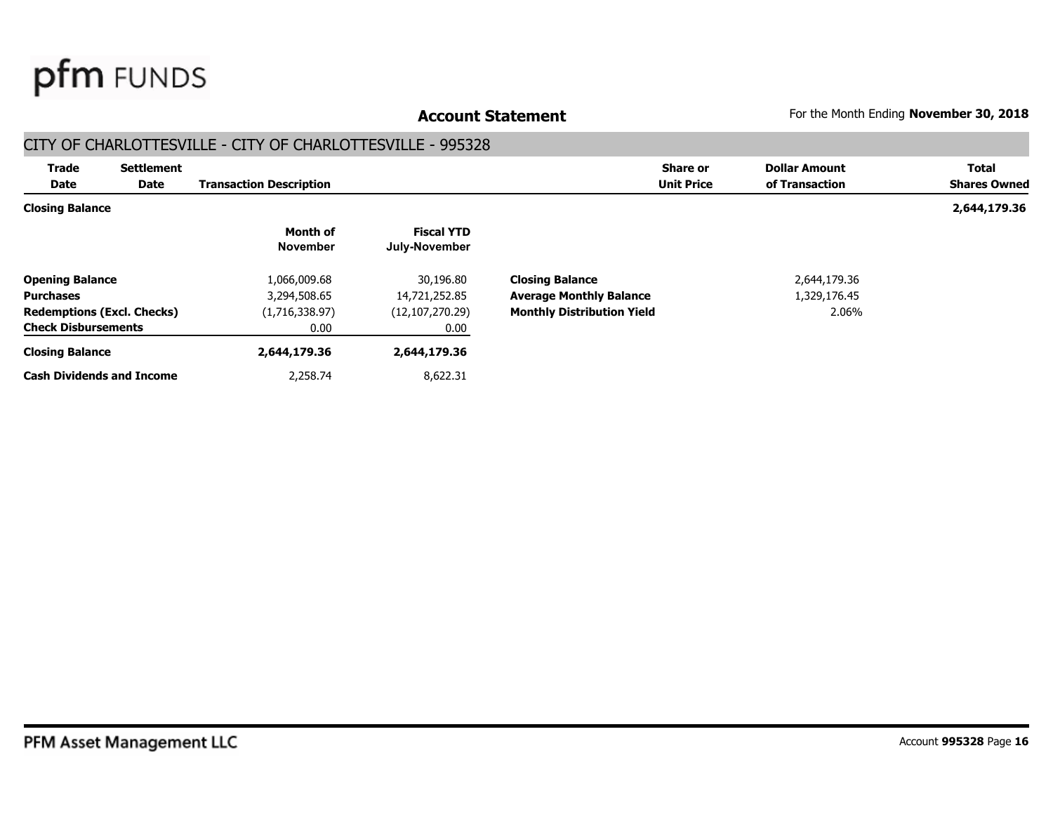pfm FUNDS

## Account Statement

For the Month Ending **November 30, 2018**

### CITY OF CHARLOTTESVILLE - CITY OF CHARLOTTESVILLE - 995328

| Trade Date | Settlement Date | Transaction Description | Share or Unit Price | Dollar Amount of Transaction | Total Shares Owned |
|---|---|---|---|---|---|
| **Closing Balance** | | | | | **2,644,179.36** |

| | Month of November | Fiscal YTD July-November | | |
|---|---|---|---|---|
| **Opening Balance** | 1,066,009.68 | 30,196.80 | **Closing Balance** | 2,644,179.36 |
| **Purchases** | 3,294,508.65 | 14,721,252.85 | **Average Monthly Balance** | 1,329,176.45 |
| **Redemptions (Excl. Checks)** | (1,716,338.97) | (12,107,270.29) | **Monthly Distribution Yield** | 2.06% |
| **Check Disbursements** | 0.00 | 0.00 | | |
| **Closing Balance** | **2,644,179.36** | **2,644,179.36** | | |
| **Cash Dividends and Income** | 2,258.74 | 8,622.31 | | |

PFM Asset Management LLC

Account **995328** Page **16**